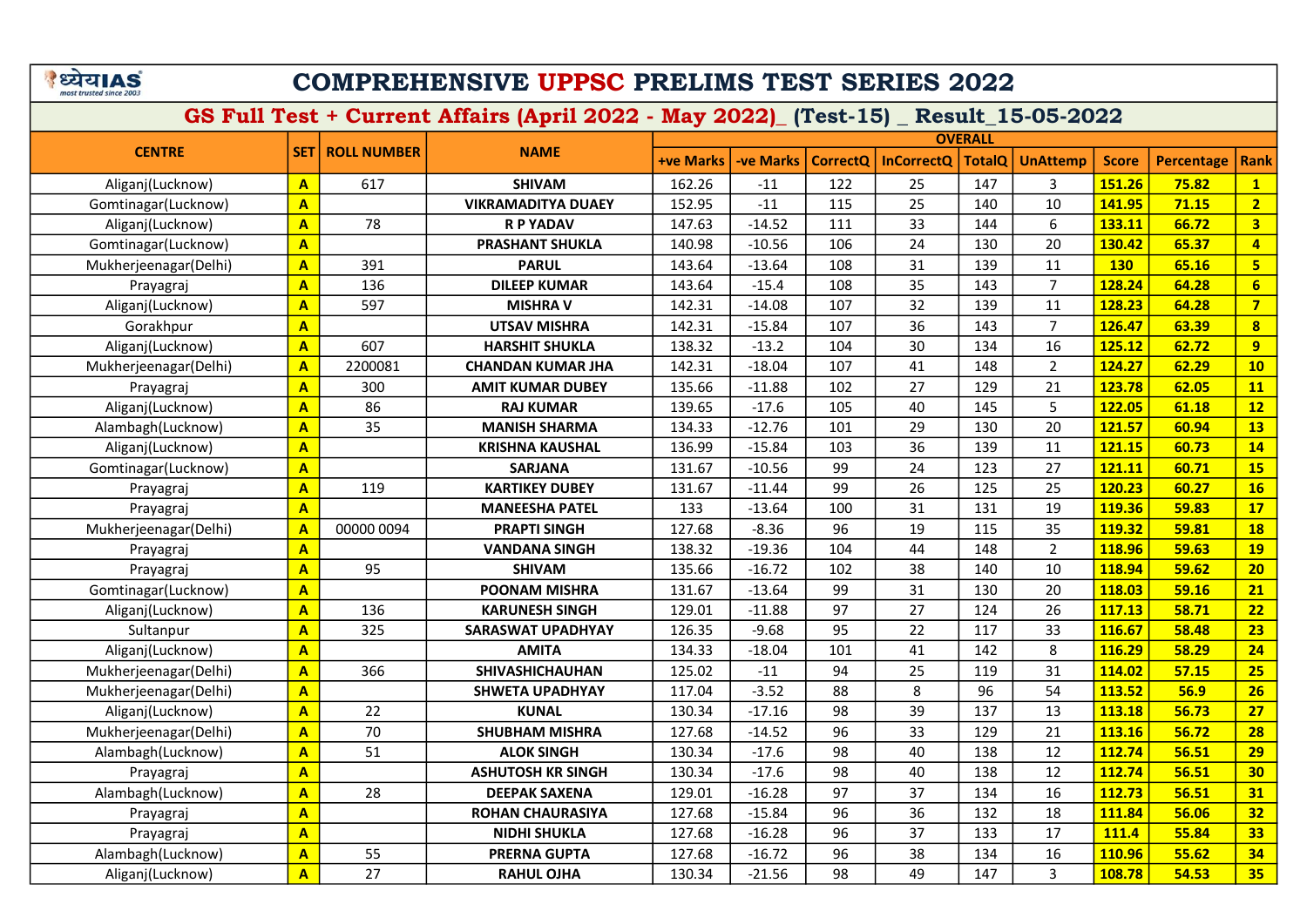# COMPREHENSIVE UPPSC PRELIMS TEST SERIES 2022

## GS Full Test + Current Affairs (April 2022 - May 2022)_ (Test-15) _ Result_15-05-2022

| CENTRE | SET | ROLL NUMBER | NAME | OVERALL | | | | | | | | |
|---|---|---|---|---|---|---|---|---|---|---|---|---|
| | | | | +ve Marks | -ve Marks | CorrectQ | InCorrectQ | TotalQ | UnAttemp | Score | Percentage | Rank |
| Aliganj(Lucknow) | A | 617 | SHIVAM | 162.26 | -11 | 122 | 25 | 147 | 3 | 151.26 | 75.82 | 1 |
| Gomtinagar(Lucknow) | A | | VIKRAMADITYA DUAEY | 152.95 | -11 | 115 | 25 | 140 | 10 | 141.95 | 71.15 | 2 |
| Aliganj(Lucknow) | A | 78 | R P YADAV | 147.63 | -14.52 | 111 | 33 | 144 | 6 | 133.11 | 66.72 | 3 |
| Gomtinagar(Lucknow) | A | | PRASHANT SHUKLA | 140.98 | -10.56 | 106 | 24 | 130 | 20 | 130.42 | 65.37 | 4 |
| Mukherjeenagar(Delhi) | A | 391 | PARUL | 143.64 | -13.64 | 108 | 31 | 139 | 11 | 130 | 65.16 | 5 |
| Prayagraj | A | 136 | DILEEP KUMAR | 143.64 | -15.4 | 108 | 35 | 143 | 7 | 128.24 | 64.28 | 6 |
| Aliganj(Lucknow) | A | 597 | MISHRA V | 142.31 | -14.08 | 107 | 32 | 139 | 11 | 128.23 | 64.28 | 7 |
| Gorakhpur | A | | UTSAV MISHRA | 142.31 | -15.84 | 107 | 36 | 143 | 7 | 126.47 | 63.39 | 8 |
| Aliganj(Lucknow) | A | 607 | HARSHIT SHUKLA | 138.32 | -13.2 | 104 | 30 | 134 | 16 | 125.12 | 62.72 | 9 |
| Mukherjeenagar(Delhi) | A | 2200081 | CHANDAN KUMAR JHA | 142.31 | -18.04 | 107 | 41 | 148 | 2 | 124.27 | 62.29 | 10 |
| Prayagraj | A | 300 | AMIT KUMAR DUBEY | 135.66 | -11.88 | 102 | 27 | 129 | 21 | 123.78 | 62.05 | 11 |
| Aliganj(Lucknow) | A | 86 | RAJ KUMAR | 139.65 | -17.6 | 105 | 40 | 145 | 5 | 122.05 | 61.18 | 12 |
| Alambagh(Lucknow) | A | 35 | MANISH SHARMA | 134.33 | -12.76 | 101 | 29 | 130 | 20 | 121.57 | 60.94 | 13 |
| Aliganj(Lucknow) | A | | KRISHNA KAUSHAL | 136.99 | -15.84 | 103 | 36 | 139 | 11 | 121.15 | 60.73 | 14 |
| Gomtinagar(Lucknow) | A | | SARJANA | 131.67 | -10.56 | 99 | 24 | 123 | 27 | 121.11 | 60.71 | 15 |
| Prayagraj | A | 119 | KARTIKEY DUBEY | 131.67 | -11.44 | 99 | 26 | 125 | 25 | 120.23 | 60.27 | 16 |
| Prayagraj | A | | MANEESHA PATEL | 133 | -13.64 | 100 | 31 | 131 | 19 | 119.36 | 59.83 | 17 |
| Mukherjeenagar(Delhi) | A | 00000 0094 | PRAPTI SINGH | 127.68 | -8.36 | 96 | 19 | 115 | 35 | 119.32 | 59.81 | 18 |
| Prayagraj | A | | VANDANA SINGH | 138.32 | -19.36 | 104 | 44 | 148 | 2 | 118.96 | 59.63 | 19 |
| Prayagraj | A | 95 | SHIVAM | 135.66 | -16.72 | 102 | 38 | 140 | 10 | 118.94 | 59.62 | 20 |
| Gomtinagar(Lucknow) | A | | POONAM MISHRA | 131.67 | -13.64 | 99 | 31 | 130 | 20 | 118.03 | 59.16 | 21 |
| Aliganj(Lucknow) | A | 136 | KARUNESH SINGH | 129.01 | -11.88 | 97 | 27 | 124 | 26 | 117.13 | 58.71 | 22 |
| Sultanpur | A | 325 | SARASWAT UPADHYAY | 126.35 | -9.68 | 95 | 22 | 117 | 33 | 116.67 | 58.48 | 23 |
| Aliganj(Lucknow) | A | | AMITA | 134.33 | -18.04 | 101 | 41 | 142 | 8 | 116.29 | 58.29 | 24 |
| Mukherjeenagar(Delhi) | A | 366 | SHIVASHICHAUHAN | 125.02 | -11 | 94 | 25 | 119 | 31 | 114.02 | 57.15 | 25 |
| Mukherjeenagar(Delhi) | A | | SHWETA UPADHYAY | 117.04 | -3.52 | 88 | 8 | 96 | 54 | 113.52 | 56.9 | 26 |
| Aliganj(Lucknow) | A | 22 | KUNAL | 130.34 | -17.16 | 98 | 39 | 137 | 13 | 113.18 | 56.73 | 27 |
| Mukherjeenagar(Delhi) | A | 70 | SHUBHAM MISHRA | 127.68 | -14.52 | 96 | 33 | 129 | 21 | 113.16 | 56.72 | 28 |
| Alambagh(Lucknow) | A | 51 | ALOK SINGH | 130.34 | -17.6 | 98 | 40 | 138 | 12 | 112.74 | 56.51 | 29 |
| Prayagraj | A | | ASHUTOSH KR SINGH | 130.34 | -17.6 | 98 | 40 | 138 | 12 | 112.74 | 56.51 | 30 |
| Alambagh(Lucknow) | A | 28 | DEEPAK SAXENA | 129.01 | -16.28 | 97 | 37 | 134 | 16 | 112.73 | 56.51 | 31 |
| Prayagraj | A | | ROHAN CHAURASIYA | 127.68 | -15.84 | 96 | 36 | 132 | 18 | 111.84 | 56.06 | 32 |
| Prayagraj | A | | NIDHI SHUKLA | 127.68 | -16.28 | 96 | 37 | 133 | 17 | 111.4 | 55.84 | 33 |
| Alambagh(Lucknow) | A | 55 | PRERNA GUPTA | 127.68 | -16.72 | 96 | 38 | 134 | 16 | 110.96 | 55.62 | 34 |
| Aliganj(Lucknow) | A | 27 | RAHUL OJHA | 130.34 | -21.56 | 98 | 49 | 147 | 3 | 108.78 | 54.53 | 35 |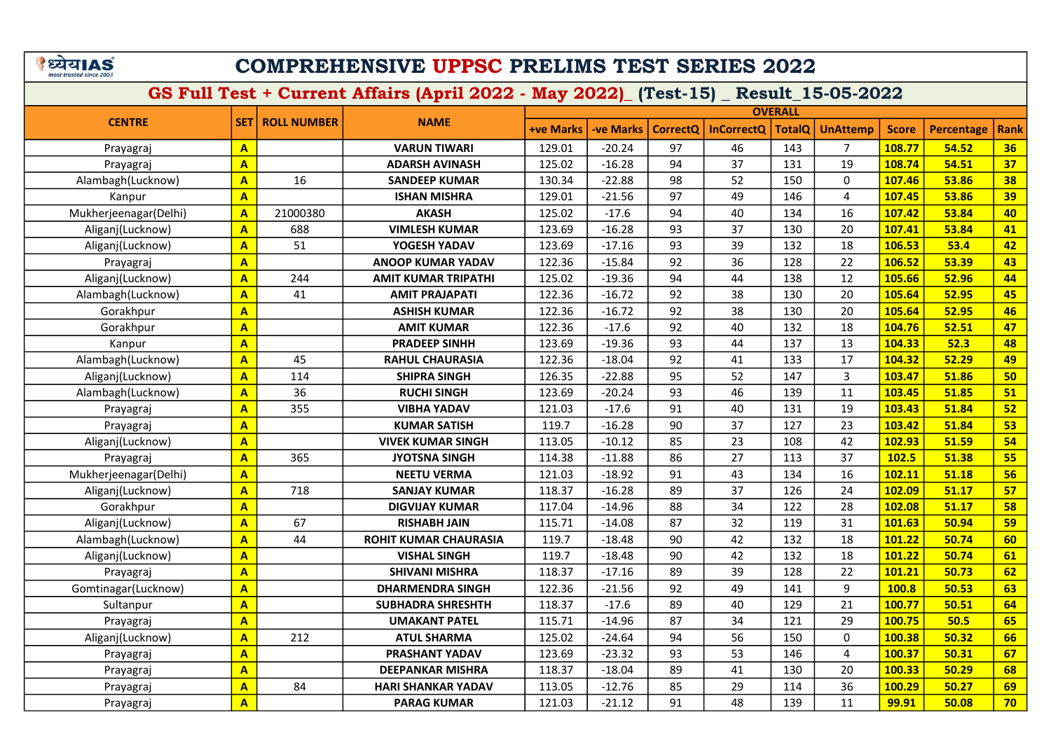# COMPREHENSIVE UPPSC PRELIMS TEST SERIES 2022

## GS Full Test + Current Affairs (April 2022 - May 2022)_ (Test-15) _ Result_15-05-2022

| CENTRE | SET | ROLL NUMBER | NAME | OVERALL | | | | | | | | |
|---|---|---|---|---|---|---|---|---|---|---|---|---|
| | | | | +ve Marks | -ve Marks | CorrectQ | InCorrectQ | TotalQ | UnAttemp | Score | Percentage | Rank |
| Prayagraj | A | | VARUN TIWARI | 129.01 | -20.24 | 97 | 46 | 143 | 7 | 108.77 | 54.52 | 36 |
| Prayagraj | A | | ADARSH AVINASH | 125.02 | -16.28 | 94 | 37 | 131 | 19 | 108.74 | 54.51 | 37 |
| Alambagh(Lucknow) | A | 16 | SANDEEP KUMAR | 130.34 | -22.88 | 98 | 52 | 150 | 0 | 107.46 | 53.86 | 38 |
| Kanpur | A | | ISHAN MISHRA | 129.01 | -21.56 | 97 | 49 | 146 | 4 | 107.45 | 53.86 | 39 |
| Mukherjeenagar(Delhi) | A | 21000380 | AKASH | 125.02 | -17.6 | 94 | 40 | 134 | 16 | 107.42 | 53.84 | 40 |
| Aliganj(Lucknow) | A | 688 | VIMLESH KUMAR | 123.69 | -16.28 | 93 | 37 | 130 | 20 | 107.41 | 53.84 | 41 |
| Aliganj(Lucknow) | A | 51 | YOGESH YADAV | 123.69 | -17.16 | 93 | 39 | 132 | 18 | 106.53 | 53.4 | 42 |
| Prayagraj | A | | ANOOP KUMAR YADAV | 122.36 | -15.84 | 92 | 36 | 128 | 22 | 106.52 | 53.39 | 43 |
| Aliganj(Lucknow) | A | 244 | AMIT KUMAR TRIPATHI | 125.02 | -19.36 | 94 | 44 | 138 | 12 | 105.66 | 52.96 | 44 |
| Alambagh(Lucknow) | A | 41 | AMIT PRAJAPATI | 122.36 | -16.72 | 92 | 38 | 130 | 20 | 105.64 | 52.95 | 45 |
| Gorakhpur | A | | ASHISH KUMAR | 122.36 | -16.72 | 92 | 38 | 130 | 20 | 105.64 | 52.95 | 46 |
| Gorakhpur | A | | AMIT KUMAR | 122.36 | -17.6 | 92 | 40 | 132 | 18 | 104.76 | 52.51 | 47 |
| Kanpur | A | | PRADEEP SINHH | 123.69 | -19.36 | 93 | 44 | 137 | 13 | 104.33 | 52.3 | 48 |
| Alambagh(Lucknow) | A | 45 | RAHUL CHAURASIA | 122.36 | -18.04 | 92 | 41 | 133 | 17 | 104.32 | 52.29 | 49 |
| Aliganj(Lucknow) | A | 114 | SHIPRA SINGH | 126.35 | -22.88 | 95 | 52 | 147 | 3 | 103.47 | 51.86 | 50 |
| Alambagh(Lucknow) | A | 36 | RUCHI SINGH | 123.69 | -20.24 | 93 | 46 | 139 | 11 | 103.45 | 51.85 | 51 |
| Prayagraj | A | 355 | VIBHA YADAV | 121.03 | -17.6 | 91 | 40 | 131 | 19 | 103.43 | 51.84 | 52 |
| Prayagraj | A | | KUMAR SATISH | 119.7 | -16.28 | 90 | 37 | 127 | 23 | 103.42 | 51.84 | 53 |
| Aliganj(Lucknow) | A | | VIVEK KUMAR SINGH | 113.05 | -10.12 | 85 | 23 | 108 | 42 | 102.93 | 51.59 | 54 |
| Prayagraj | A | 365 | JYOTSNA SINGH | 114.38 | -11.88 | 86 | 27 | 113 | 37 | 102.5 | 51.38 | 55 |
| Mukherjeenagar(Delhi) | A | | NEETU VERMA | 121.03 | -18.92 | 91 | 43 | 134 | 16 | 102.11 | 51.18 | 56 |
| Aliganj(Lucknow) | A | 718 | SANJAY KUMAR | 118.37 | -16.28 | 89 | 37 | 126 | 24 | 102.09 | 51.17 | 57 |
| Gorakhpur | A | | DIGVIJAY KUMAR | 117.04 | -14.96 | 88 | 34 | 122 | 28 | 102.08 | 51.17 | 58 |
| Aliganj(Lucknow) | A | 67 | RISHABH JAIN | 115.71 | -14.08 | 87 | 32 | 119 | 31 | 101.63 | 50.94 | 59 |
| Alambagh(Lucknow) | A | 44 | ROHIT KUMAR CHAURASIA | 119.7 | -18.48 | 90 | 42 | 132 | 18 | 101.22 | 50.74 | 60 |
| Aliganj(Lucknow) | A | | VISHAL SINGH | 119.7 | -18.48 | 90 | 42 | 132 | 18 | 101.22 | 50.74 | 61 |
| Prayagraj | A | | SHIVANI MISHRA | 118.37 | -17.16 | 89 | 39 | 128 | 22 | 101.21 | 50.73 | 62 |
| Gomtinagar(Lucknow) | A | | DHARMENDRA SINGH | 122.36 | -21.56 | 92 | 49 | 141 | 9 | 100.8 | 50.53 | 63 |
| Sultanpur | A | | SUBHADRA SHRESHTH | 118.37 | -17.6 | 89 | 40 | 129 | 21 | 100.77 | 50.51 | 64 |
| Prayagraj | A | | UMAKANT PATEL | 115.71 | -14.96 | 87 | 34 | 121 | 29 | 100.75 | 50.5 | 65 |
| Aliganj(Lucknow) | A | 212 | ATUL SHARMA | 125.02 | -24.64 | 94 | 56 | 150 | 0 | 100.38 | 50.32 | 66 |
| Prayagraj | A | | PRASHANT YADAV | 123.69 | -23.32 | 93 | 53 | 146 | 4 | 100.37 | 50.31 | 67 |
| Prayagraj | A | | DEEPANKAR MISHRA | 118.37 | -18.04 | 89 | 41 | 130 | 20 | 100.33 | 50.29 | 68 |
| Prayagraj | A | 84 | HARI SHANKAR YADAV | 113.05 | -12.76 | 85 | 29 | 114 | 36 | 100.29 | 50.27 | 69 |
| Prayagraj | A | | PARAG KUMAR | 121.03 | -21.12 | 91 | 48 | 139 | 11 | 99.91 | 50.08 | 70 |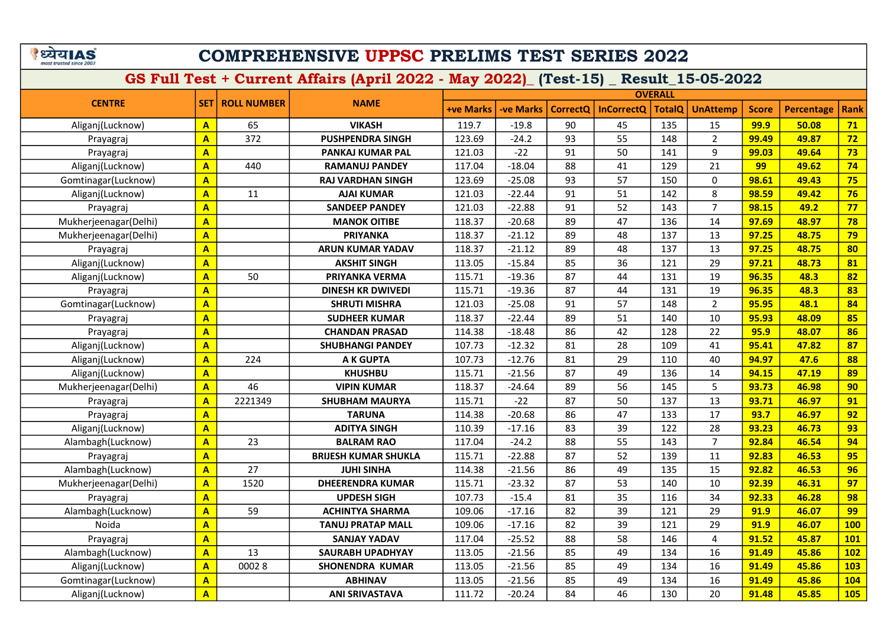# COMPREHENSIVE UPPSC PRELIMS TEST SERIES 2022

## GS Full Test + Current Affairs (April 2022 - May 2022)_ (Test-15) _ Result_15-05-2022

| CENTRE | SET | ROLL NUMBER | NAME | OVERALL | | | | | | | | |
|---|---|---|---|---|---|---|---|---|---|---|---|---|
| | | | | +ve Marks | -ve Marks | CorrectQ | InCorrectQ | TotalQ | UnAttemp | Score | Percentage | Rank |
| Aliganj(Lucknow) | A | 65 | VIKASH | 119.7 | -19.8 | 90 | 45 | 135 | 15 | 99.9 | 50.08 | 71 |
| Prayagraj | A | 372 | PUSHPENDRA SINGH | 123.69 | -24.2 | 93 | 55 | 148 | 2 | 99.49 | 49.87 | 72 |
| Prayagraj | A | | PANKAJ KUMAR PAL | 121.03 | -22 | 91 | 50 | 141 | 9 | 99.03 | 49.64 | 73 |
| Aliganj(Lucknow) | A | 440 | RAMANUJ PANDEY | 117.04 | -18.04 | 88 | 41 | 129 | 21 | 99 | 49.62 | 74 |
| Gomtinagar(Lucknow) | A | | RAJ VARDHAN SINGH | 123.69 | -25.08 | 93 | 57 | 150 | 0 | 98.61 | 49.43 | 75 |
| Aliganj(Lucknow) | A | 11 | AJAI KUMAR | 121.03 | -22.44 | 91 | 51 | 142 | 8 | 98.59 | 49.42 | 76 |
| Prayagraj | A | | SANDEEP PANDEY | 121.03 | -22.88 | 91 | 52 | 143 | 7 | 98.15 | 49.2 | 77 |
| Mukherjeenagar(Delhi) | A | | MANOK OITIBE | 118.37 | -20.68 | 89 | 47 | 136 | 14 | 97.69 | 48.97 | 78 |
| Mukherjeenagar(Delhi) | A | | PRIYANKA | 118.37 | -21.12 | 89 | 48 | 137 | 13 | 97.25 | 48.75 | 79 |
| Prayagraj | A | | ARUN KUMAR YADAV | 118.37 | -21.12 | 89 | 48 | 137 | 13 | 97.25 | 48.75 | 80 |
| Aliganj(Lucknow) | A | | AKSHIT SINGH | 113.05 | -15.84 | 85 | 36 | 121 | 29 | 97.21 | 48.73 | 81 |
| Aliganj(Lucknow) | A | 50 | PRIYANKA VERMA | 115.71 | -19.36 | 87 | 44 | 131 | 19 | 96.35 | 48.3 | 82 |
| Prayagraj | A | | DINESH KR DWIVEDI | 115.71 | -19.36 | 87 | 44 | 131 | 19 | 96.35 | 48.3 | 83 |
| Gomtinagar(Lucknow) | A | | SHRUTI MISHRA | 121.03 | -25.08 | 91 | 57 | 148 | 2 | 95.95 | 48.1 | 84 |
| Prayagraj | A | | SUDHEER KUMAR | 118.37 | -22.44 | 89 | 51 | 140 | 10 | 95.93 | 48.09 | 85 |
| Prayagraj | A | | CHANDAN PRASAD | 114.38 | -18.48 | 86 | 42 | 128 | 22 | 95.9 | 48.07 | 86 |
| Aliganj(Lucknow) | A | | SHUBHANGI PANDEY | 107.73 | -12.32 | 81 | 28 | 109 | 41 | 95.41 | 47.82 | 87 |
| Aliganj(Lucknow) | A | 224 | A K GUPTA | 107.73 | -12.76 | 81 | 29 | 110 | 40 | 94.97 | 47.6 | 88 |
| Aliganj(Lucknow) | A | | KHUSHBU | 115.71 | -21.56 | 87 | 49 | 136 | 14 | 94.15 | 47.19 | 89 |
| Mukherjeenagar(Delhi) | A | 46 | VIPIN KUMAR | 118.37 | -24.64 | 89 | 56 | 145 | 5 | 93.73 | 46.98 | 90 |
| Prayagraj | A | 2221349 | SHUBHAM MAURYA | 115.71 | -22 | 87 | 50 | 137 | 13 | 93.71 | 46.97 | 91 |
| Prayagraj | A | | TARUNA | 114.38 | -20.68 | 86 | 47 | 133 | 17 | 93.7 | 46.97 | 92 |
| Aliganj(Lucknow) | A | | ADITYA SINGH | 110.39 | -17.16 | 83 | 39 | 122 | 28 | 93.23 | 46.73 | 93 |
| Alambagh(Lucknow) | A | 23 | BALRAM RAO | 117.04 | -24.2 | 88 | 55 | 143 | 7 | 92.84 | 46.54 | 94 |
| Prayagraj | A | | BRIJESH KUMAR SHUKLA | 115.71 | -22.88 | 87 | 52 | 139 | 11 | 92.83 | 46.53 | 95 |
| Alambagh(Lucknow) | A | 27 | JUHI SINHA | 114.38 | -21.56 | 86 | 49 | 135 | 15 | 92.82 | 46.53 | 96 |
| Mukherjeenagar(Delhi) | A | 1520 | DHEERENDRA KUMAR | 115.71 | -23.32 | 87 | 53 | 140 | 10 | 92.39 | 46.31 | 97 |
| Prayagraj | A | | UPDESH SIGH | 107.73 | -15.4 | 81 | 35 | 116 | 34 | 92.33 | 46.28 | 98 |
| Alambagh(Lucknow) | A | 59 | ACHINTYA SHARMA | 109.06 | -17.16 | 82 | 39 | 121 | 29 | 91.9 | 46.07 | 99 |
| Noida | A | | TANUJ PRATAP MALL | 109.06 | -17.16 | 82 | 39 | 121 | 29 | 91.9 | 46.07 | 100 |
| Prayagraj | A | | SANJAY YADAV | 117.04 | -25.52 | 88 | 58 | 146 | 4 | 91.52 | 45.87 | 101 |
| Alambagh(Lucknow) | A | 13 | SAURABH UPADHYAY | 113.05 | -21.56 | 85 | 49 | 134 | 16 | 91.49 | 45.86 | 102 |
| Aliganj(Lucknow) | A | 0002 8 | SHONENDRA KUMAR | 113.05 | -21.56 | 85 | 49 | 134 | 16 | 91.49 | 45.86 | 103 |
| Gomtinagar(Lucknow) | A | | ABHINAV | 113.05 | -21.56 | 85 | 49 | 134 | 16 | 91.49 | 45.86 | 104 |
| Aliganj(Lucknow) | A | | ANI SRIVASTAVA | 111.72 | -20.24 | 84 | 46 | 130 | 20 | 91.48 | 45.85 | 105 |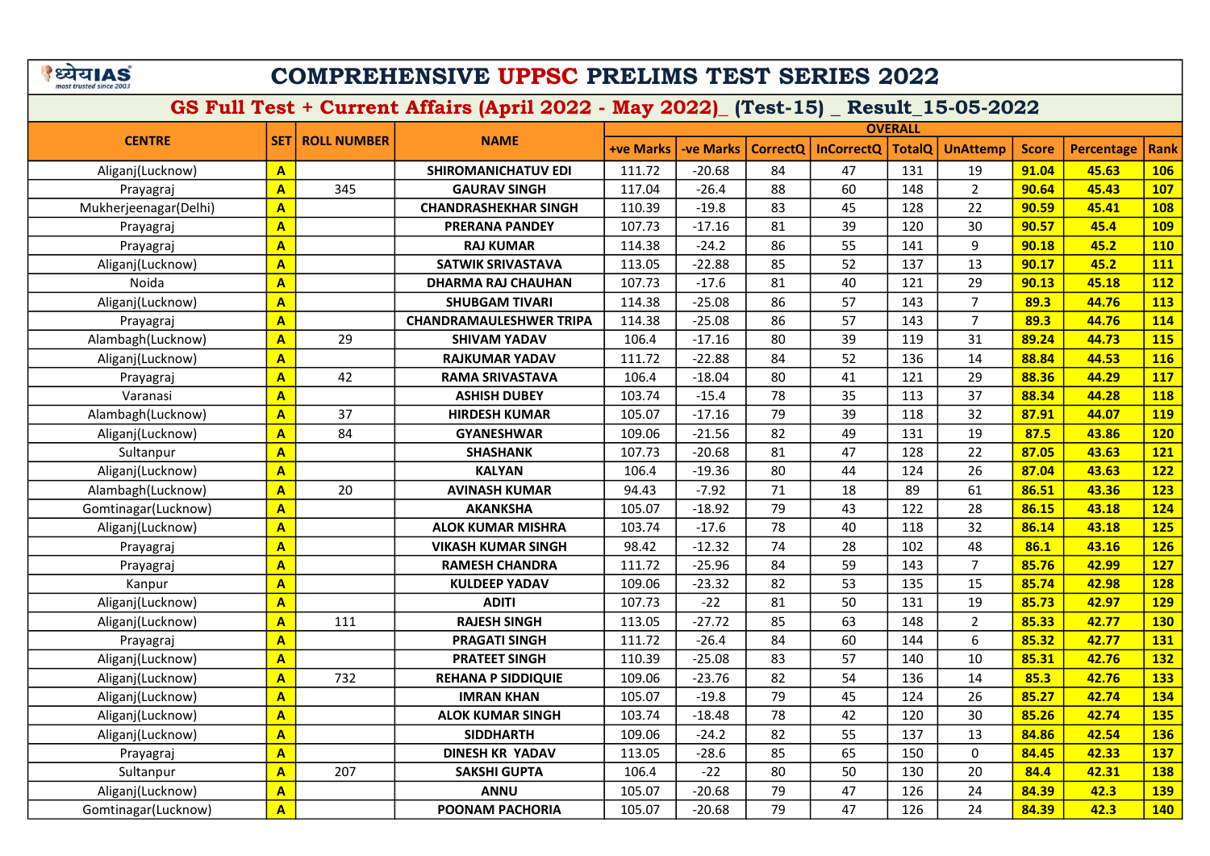# COMPREHENSIVE UPPSC PRELIMS TEST SERIES 2022

## GS Full Test + Current Affairs (April 2022 - May 2022)_ (Test-15) _ Result_15-05-2022

| CENTRE | SET | ROLL NUMBER | NAME | OVERALL | | | | | | | | |
|---|---|---|---|---|---|---|---|---|---|---|---|---|
| | | | | +ve Marks | -ve Marks | CorrectQ | InCorrectQ | TotalQ | UnAttemp | Score | Percentage | Rank |
| Aliganj(Lucknow) | A | | SHIROMANICHATUV EDI | 111.72 | -20.68 | 84 | 47 | 131 | 19 | 91.04 | 45.63 | 106 |
| Prayagraj | A | 345 | GAURAV SINGH | 117.04 | -26.4 | 88 | 60 | 148 | 2 | 90.64 | 45.43 | 107 |
| Mukherjeenagar(Delhi) | A | | CHANDRASHEKHAR SINGH | 110.39 | -19.8 | 83 | 45 | 128 | 22 | 90.59 | 45.41 | 108 |
| Prayagraj | A | | PRERANA PANDEY | 107.73 | -17.16 | 81 | 39 | 120 | 30 | 90.57 | 45.4 | 109 |
| Prayagraj | A | | RAJ KUMAR | 114.38 | -24.2 | 86 | 55 | 141 | 9 | 90.18 | 45.2 | 110 |
| Aliganj(Lucknow) | A | | SATWIK SRIVASTAVA | 113.05 | -22.88 | 85 | 52 | 137 | 13 | 90.17 | 45.2 | 111 |
| Noida | A | | DHARMA RAJ CHAUHAN | 107.73 | -17.6 | 81 | 40 | 121 | 29 | 90.13 | 45.18 | 112 |
| Aliganj(Lucknow) | A | | SHUBGAM TIVARI | 114.38 | -25.08 | 86 | 57 | 143 | 7 | 89.3 | 44.76 | 113 |
| Prayagraj | A | | CHANDRAMAULESHWER TRIPA | 114.38 | -25.08 | 86 | 57 | 143 | 7 | 89.3 | 44.76 | 114 |
| Alambagh(Lucknow) | A | 29 | SHIVAM YADAV | 106.4 | -17.16 | 80 | 39 | 119 | 31 | 89.24 | 44.73 | 115 |
| Aliganj(Lucknow) | A | | RAJKUMAR YADAV | 111.72 | -22.88 | 84 | 52 | 136 | 14 | 88.84 | 44.53 | 116 |
| Prayagraj | A | 42 | RAMA SRIVASTAVA | 106.4 | -18.04 | 80 | 41 | 121 | 29 | 88.36 | 44.29 | 117 |
| Varanasi | A | | ASHISH DUBEY | 103.74 | -15.4 | 78 | 35 | 113 | 37 | 88.34 | 44.28 | 118 |
| Alambagh(Lucknow) | A | 37 | HIRDESH KUMAR | 105.07 | -17.16 | 79 | 39 | 118 | 32 | 87.91 | 44.07 | 119 |
| Aliganj(Lucknow) | A | 84 | GYANESHWAR | 109.06 | -21.56 | 82 | 49 | 131 | 19 | 87.5 | 43.86 | 120 |
| Sultanpur | A | | SHASHANK | 107.73 | -20.68 | 81 | 47 | 128 | 22 | 87.05 | 43.63 | 121 |
| Aliganj(Lucknow) | A | | KALYAN | 106.4 | -19.36 | 80 | 44 | 124 | 26 | 87.04 | 43.63 | 122 |
| Alambagh(Lucknow) | A | 20 | AVINASH KUMAR | 94.43 | -7.92 | 71 | 18 | 89 | 61 | 86.51 | 43.36 | 123 |
| Gomtinagar(Lucknow) | A | | AKANKSHA | 105.07 | -18.92 | 79 | 43 | 122 | 28 | 86.15 | 43.18 | 124 |
| Aliganj(Lucknow) | A | | ALOK KUMAR MISHRA | 103.74 | -17.6 | 78 | 40 | 118 | 32 | 86.14 | 43.18 | 125 |
| Prayagraj | A | | VIKASH KUMAR SINGH | 98.42 | -12.32 | 74 | 28 | 102 | 48 | 86.1 | 43.16 | 126 |
| Prayagraj | A | | RAMESH CHANDRA | 111.72 | -25.96 | 84 | 59 | 143 | 7 | 85.76 | 42.99 | 127 |
| Kanpur | A | | KULDEEP YADAV | 109.06 | -23.32 | 82 | 53 | 135 | 15 | 85.74 | 42.98 | 128 |
| Aliganj(Lucknow) | A | | ADITI | 107.73 | -22 | 81 | 50 | 131 | 19 | 85.73 | 42.97 | 129 |
| Aliganj(Lucknow) | A | 111 | RAJESH SINGH | 113.05 | -27.72 | 85 | 63 | 148 | 2 | 85.33 | 42.77 | 130 |
| Prayagraj | A | | PRAGATI SINGH | 111.72 | -26.4 | 84 | 60 | 144 | 6 | 85.32 | 42.77 | 131 |
| Aliganj(Lucknow) | A | | PRATEET SINGH | 110.39 | -25.08 | 83 | 57 | 140 | 10 | 85.31 | 42.76 | 132 |
| Aliganj(Lucknow) | A | 732 | REHANA P SIDDIQUIE | 109.06 | -23.76 | 82 | 54 | 136 | 14 | 85.3 | 42.76 | 133 |
| Aliganj(Lucknow) | A | | IMRAN KHAN | 105.07 | -19.8 | 79 | 45 | 124 | 26 | 85.27 | 42.74 | 134 |
| Aliganj(Lucknow) | A | | ALOK KUMAR SINGH | 103.74 | -18.48 | 78 | 42 | 120 | 30 | 85.26 | 42.74 | 135 |
| Aliganj(Lucknow) | A | | SIDDHARTH | 109.06 | -24.2 | 82 | 55 | 137 | 13 | 84.86 | 42.54 | 136 |
| Prayagraj | A | | DINESH KR YADAV | 113.05 | -28.6 | 85 | 65 | 150 | 0 | 84.45 | 42.33 | 137 |
| Sultanpur | A | 207 | SAKSHI GUPTA | 106.4 | -22 | 80 | 50 | 130 | 20 | 84.4 | 42.31 | 138 |
| Aliganj(Lucknow) | A | | ANNU | 105.07 | -20.68 | 79 | 47 | 126 | 24 | 84.39 | 42.3 | 139 |
| Gomtinagar(Lucknow) | A | | POONAM PACHORIA | 105.07 | -20.68 | 79 | 47 | 126 | 24 | 84.39 | 42.3 | 140 |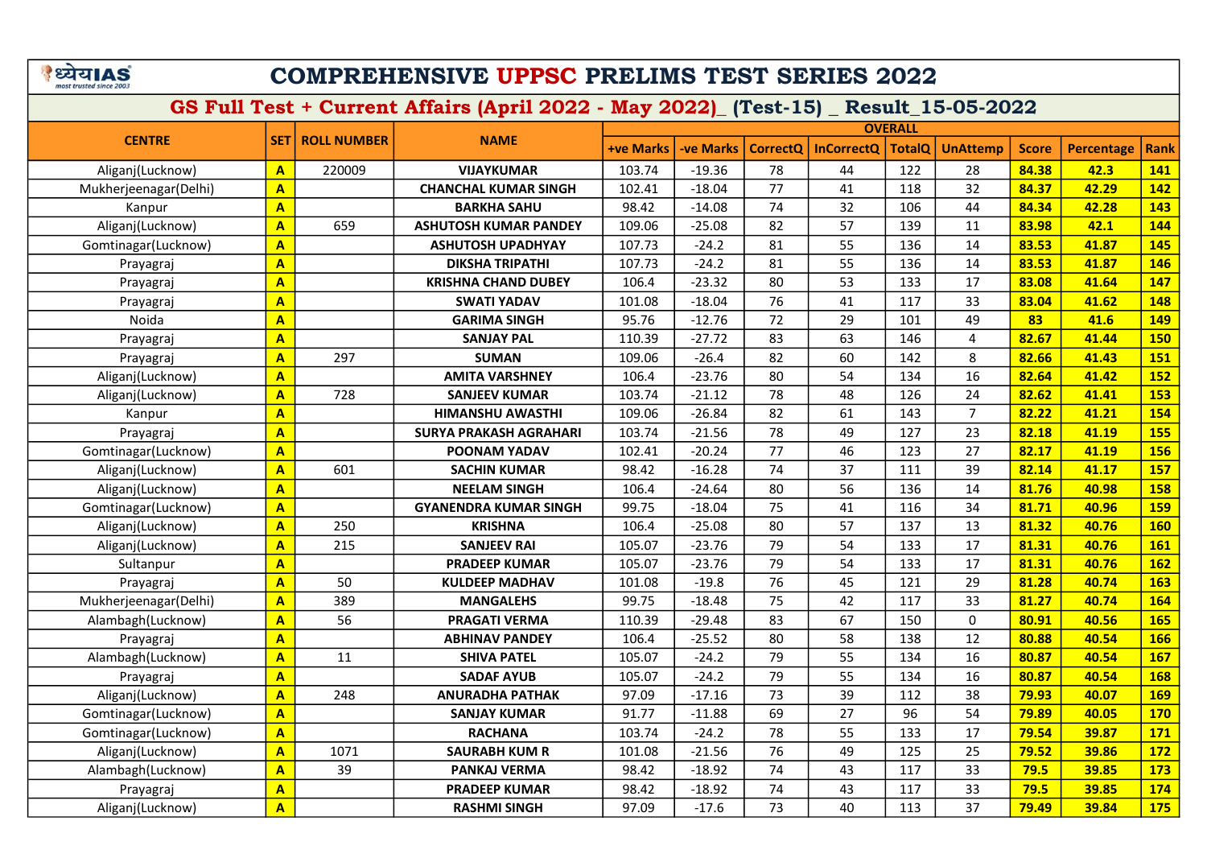# COMPREHENSIVE UPPSC PRELIMS TEST SERIES 2022

## GS Full Test + Current Affairs (April 2022 - May 2022)_ (Test-15) _ Result_15-05-2022

| CENTRE | SET | ROLL NUMBER | NAME | OVERALL | | | | | | | | |
|---|---|---|---|---|---|---|---|---|---|---|---|---|
| | | | | +ve Marks | -ve Marks | CorrectQ | InCorrectQ | TotalQ | UnAttemp | Score | Percentage | Rank |
| Aliganj(Lucknow) | A | 220009 | VIJAYKUMAR | 103.74 | -19.36 | 78 | 44 | 122 | 28 | 84.38 | 42.3 | 141 |
| Mukherjeenagar(Delhi) | A | | CHANCHAL KUMAR SINGH | 102.41 | -18.04 | 77 | 41 | 118 | 32 | 84.37 | 42.29 | 142 |
| Kanpur | A | | BARKHA SAHU | 98.42 | -14.08 | 74 | 32 | 106 | 44 | 84.34 | 42.28 | 143 |
| Aliganj(Lucknow) | A | 659 | ASHUTOSH KUMAR PANDEY | 109.06 | -25.08 | 82 | 57 | 139 | 11 | 83.98 | 42.1 | 144 |
| Gomtinagar(Lucknow) | A | | ASHUTOSH UPADHYAY | 107.73 | -24.2 | 81 | 55 | 136 | 14 | 83.53 | 41.87 | 145 |
| Prayagraj | A | | DIKSHA TRIPATHI | 107.73 | -24.2 | 81 | 55 | 136 | 14 | 83.53 | 41.87 | 146 |
| Prayagraj | A | | KRISHNA CHAND DUBEY | 106.4 | -23.32 | 80 | 53 | 133 | 17 | 83.08 | 41.64 | 147 |
| Prayagraj | A | | SWATI YADAV | 101.08 | -18.04 | 76 | 41 | 117 | 33 | 83.04 | 41.62 | 148 |
| Noida | A | | GARIMA SINGH | 95.76 | -12.76 | 72 | 29 | 101 | 49 | 83 | 41.6 | 149 |
| Prayagraj | A | | SANJAY PAL | 110.39 | -27.72 | 83 | 63 | 146 | 4 | 82.67 | 41.44 | 150 |
| Prayagraj | A | 297 | SUMAN | 109.06 | -26.4 | 82 | 60 | 142 | 8 | 82.66 | 41.43 | 151 |
| Aliganj(Lucknow) | A | | AMITA VARSHNEY | 106.4 | -23.76 | 80 | 54 | 134 | 16 | 82.64 | 41.42 | 152 |
| Aliganj(Lucknow) | A | 728 | SANJEEV KUMAR | 103.74 | -21.12 | 78 | 48 | 126 | 24 | 82.62 | 41.41 | 153 |
| Kanpur | A | | HIMANSHU AWASTHI | 109.06 | -26.84 | 82 | 61 | 143 | 7 | 82.22 | 41.21 | 154 |
| Prayagraj | A | | SURYA PRAKASH AGRAHARI | 103.74 | -21.56 | 78 | 49 | 127 | 23 | 82.18 | 41.19 | 155 |
| Gomtinagar(Lucknow) | A | | POONAM YADAV | 102.41 | -20.24 | 77 | 46 | 123 | 27 | 82.17 | 41.19 | 156 |
| Aliganj(Lucknow) | A | 601 | SACHIN KUMAR | 98.42 | -16.28 | 74 | 37 | 111 | 39 | 82.14 | 41.17 | 157 |
| Aliganj(Lucknow) | A | | NEELAM SINGH | 106.4 | -24.64 | 80 | 56 | 136 | 14 | 81.76 | 40.98 | 158 |
| Gomtinagar(Lucknow) | A | | GYANENDRA KUMAR SINGH | 99.75 | -18.04 | 75 | 41 | 116 | 34 | 81.71 | 40.96 | 159 |
| Aliganj(Lucknow) | A | 250 | KRISHNA | 106.4 | -25.08 | 80 | 57 | 137 | 13 | 81.32 | 40.76 | 160 |
| Aliganj(Lucknow) | A | 215 | SANJEEV RAI | 105.07 | -23.76 | 79 | 54 | 133 | 17 | 81.31 | 40.76 | 161 |
| Sultanpur | A | | PRADEEP KUMAR | 105.07 | -23.76 | 79 | 54 | 133 | 17 | 81.31 | 40.76 | 162 |
| Prayagraj | A | 50 | KULDEEP MADHAV | 101.08 | -19.8 | 76 | 45 | 121 | 29 | 81.28 | 40.74 | 163 |
| Mukherjeenagar(Delhi) | A | 389 | MANGALEHS | 99.75 | -18.48 | 75 | 42 | 117 | 33 | 81.27 | 40.74 | 164 |
| Alambagh(Lucknow) | A | 56 | PRAGATI VERMA | 110.39 | -29.48 | 83 | 67 | 150 | 0 | 80.91 | 40.56 | 165 |
| Prayagraj | A | | ABHINAV PANDEY | 106.4 | -25.52 | 80 | 58 | 138 | 12 | 80.88 | 40.54 | 166 |
| Alambagh(Lucknow) | A | 11 | SHIVA PATEL | 105.07 | -24.2 | 79 | 55 | 134 | 16 | 80.87 | 40.54 | 167 |
| Prayagraj | A | | SADAF AYUB | 105.07 | -24.2 | 79 | 55 | 134 | 16 | 80.87 | 40.54 | 168 |
| Aliganj(Lucknow) | A | 248 | ANURADHA PATHAK | 97.09 | -17.16 | 73 | 39 | 112 | 38 | 79.93 | 40.07 | 169 |
| Gomtinagar(Lucknow) | A | | SANJAY KUMAR | 91.77 | -11.88 | 69 | 27 | 96 | 54 | 79.89 | 40.05 | 170 |
| Gomtinagar(Lucknow) | A | | RACHANA | 103.74 | -24.2 | 78 | 55 | 133 | 17 | 79.54 | 39.87 | 171 |
| Aliganj(Lucknow) | A | 1071 | SAURABH KUM R | 101.08 | -21.56 | 76 | 49 | 125 | 25 | 79.52 | 39.86 | 172 |
| Alambagh(Lucknow) | A | 39 | PANKAJ VERMA | 98.42 | -18.92 | 74 | 43 | 117 | 33 | 79.5 | 39.85 | 173 |
| Prayagraj | A | | PRADEEP KUMAR | 98.42 | -18.92 | 74 | 43 | 117 | 33 | 79.5 | 39.85 | 174 |
| Aliganj(Lucknow) | A | | RASHMI SINGH | 97.09 | -17.6 | 73 | 40 | 113 | 37 | 79.49 | 39.84 | 175 |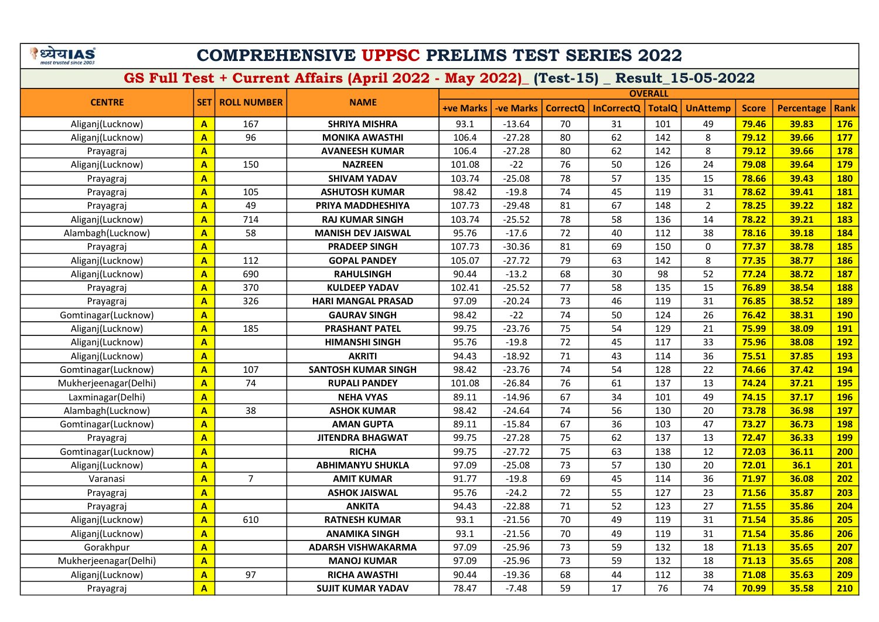# COMPREHENSIVE UPPSC PRELIMS TEST SERIES 2022

## GS Full Test + Current Affairs (April 2022 - May 2022)_ (Test-15) _ Result_15-05-2022

| CENTRE | SET | ROLL NUMBER | NAME | OVERALL | | | | | | | | |
|---|---|---|---|---|---|---|---|---|---|---|---|---|
| | | | | +ve Marks | -ve Marks | CorrectQ | InCorrectQ | TotalQ | UnAttemp | Score | Percentage | Rank |
| Aliganj(Lucknow) | A | 167 | SHRIYA MISHRA | 93.1 | -13.64 | 70 | 31 | 101 | 49 | 79.46 | 39.83 | 176 |
| Aliganj(Lucknow) | A | 96 | MONIKA AWASTHI | 106.4 | -27.28 | 80 | 62 | 142 | 8 | 79.12 | 39.66 | 177 |
| Prayagraj | A | | AVANEESH KUMAR | 106.4 | -27.28 | 80 | 62 | 142 | 8 | 79.12 | 39.66 | 178 |
| Aliganj(Lucknow) | A | 150 | NAZREEN | 101.08 | -22 | 76 | 50 | 126 | 24 | 79.08 | 39.64 | 179 |
| Prayagraj | A | | SHIVAM YADAV | 103.74 | -25.08 | 78 | 57 | 135 | 15 | 78.66 | 39.43 | 180 |
| Prayagraj | A | 105 | ASHUTOSH KUMAR | 98.42 | -19.8 | 74 | 45 | 119 | 31 | 78.62 | 39.41 | 181 |
| Prayagraj | A | 49 | PRIYA MADDHESHIYA | 107.73 | -29.48 | 81 | 67 | 148 | 2 | 78.25 | 39.22 | 182 |
| Aliganj(Lucknow) | A | 714 | RAJ KUMAR SINGH | 103.74 | -25.52 | 78 | 58 | 136 | 14 | 78.22 | 39.21 | 183 |
| Alambagh(Lucknow) | A | 58 | MANISH DEV JAISWAL | 95.76 | -17.6 | 72 | 40 | 112 | 38 | 78.16 | 39.18 | 184 |
| Prayagraj | A | | PRADEEP SINGH | 107.73 | -30.36 | 81 | 69 | 150 | 0 | 77.37 | 38.78 | 185 |
| Aliganj(Lucknow) | A | 112 | GOPAL PANDEY | 105.07 | -27.72 | 79 | 63 | 142 | 8 | 77.35 | 38.77 | 186 |
| Aliganj(Lucknow) | A | 690 | RAHULSINGH | 90.44 | -13.2 | 68 | 30 | 98 | 52 | 77.24 | 38.72 | 187 |
| Prayagraj | A | 370 | KULDEEP YADAV | 102.41 | -25.52 | 77 | 58 | 135 | 15 | 76.89 | 38.54 | 188 |
| Prayagraj | A | 326 | HARI MANGAL PRASAD | 97.09 | -20.24 | 73 | 46 | 119 | 31 | 76.85 | 38.52 | 189 |
| Gomtinagar(Lucknow) | A | | GAURAV SINGH | 98.42 | -22 | 74 | 50 | 124 | 26 | 76.42 | 38.31 | 190 |
| Aliganj(Lucknow) | A | 185 | PRASHANT PATEL | 99.75 | -23.76 | 75 | 54 | 129 | 21 | 75.99 | 38.09 | 191 |
| Aliganj(Lucknow) | A | | HIMANSHI SINGH | 95.76 | -19.8 | 72 | 45 | 117 | 33 | 75.96 | 38.08 | 192 |
| Aliganj(Lucknow) | A | | AKRITI | 94.43 | -18.92 | 71 | 43 | 114 | 36 | 75.51 | 37.85 | 193 |
| Gomtinagar(Lucknow) | A | 107 | SANTOSH KUMAR SINGH | 98.42 | -23.76 | 74 | 54 | 128 | 22 | 74.66 | 37.42 | 194 |
| Mukherjeenagar(Delhi) | A | 74 | RUPALI PANDEY | 101.08 | -26.84 | 76 | 61 | 137 | 13 | 74.24 | 37.21 | 195 |
| Laxminagar(Delhi) | A | | NEHA VYAS | 89.11 | -14.96 | 67 | 34 | 101 | 49 | 74.15 | 37.17 | 196 |
| Alambagh(Lucknow) | A | 38 | ASHOK KUMAR | 98.42 | -24.64 | 74 | 56 | 130 | 20 | 73.78 | 36.98 | 197 |
| Gomtinagar(Lucknow) | A | | AMAN GUPTA | 89.11 | -15.84 | 67 | 36 | 103 | 47 | 73.27 | 36.73 | 198 |
| Prayagraj | A | | JITENDRA BHAGWAT | 99.75 | -27.28 | 75 | 62 | 137 | 13 | 72.47 | 36.33 | 199 |
| Gomtinagar(Lucknow) | A | | RICHA | 99.75 | -27.72 | 75 | 63 | 138 | 12 | 72.03 | 36.11 | 200 |
| Aliganj(Lucknow) | A | | ABHIMANYU SHUKLA | 97.09 | -25.08 | 73 | 57 | 130 | 20 | 72.01 | 36.1 | 201 |
| Varanasi | A | 7 | AMIT KUMAR | 91.77 | -19.8 | 69 | 45 | 114 | 36 | 71.97 | 36.08 | 202 |
| Prayagraj | A | | ASHOK JAISWAL | 95.76 | -24.2 | 72 | 55 | 127 | 23 | 71.56 | 35.87 | 203 |
| Prayagraj | A | | ANKITA | 94.43 | -22.88 | 71 | 52 | 123 | 27 | 71.55 | 35.86 | 204 |
| Aliganj(Lucknow) | A | 610 | RATNESH KUMAR | 93.1 | -21.56 | 70 | 49 | 119 | 31 | 71.54 | 35.86 | 205 |
| Aliganj(Lucknow) | A | | ANAMIKA SINGH | 93.1 | -21.56 | 70 | 49 | 119 | 31 | 71.54 | 35.86 | 206 |
| Gorakhpur | A | | ADARSH VISHWAKARMA | 97.09 | -25.96 | 73 | 59 | 132 | 18 | 71.13 | 35.65 | 207 |
| Mukherjeenagar(Delhi) | A | | MANOJ KUMAR | 97.09 | -25.96 | 73 | 59 | 132 | 18 | 71.13 | 35.65 | 208 |
| Aliganj(Lucknow) | A | 97 | RICHA AWASTHI | 90.44 | -19.36 | 68 | 44 | 112 | 38 | 71.08 | 35.63 | 209 |
| Prayagraj | A | | SUJIT KUMAR YADAV | 78.47 | -7.48 | 59 | 17 | 76 | 74 | 70.99 | 35.58 | 210 |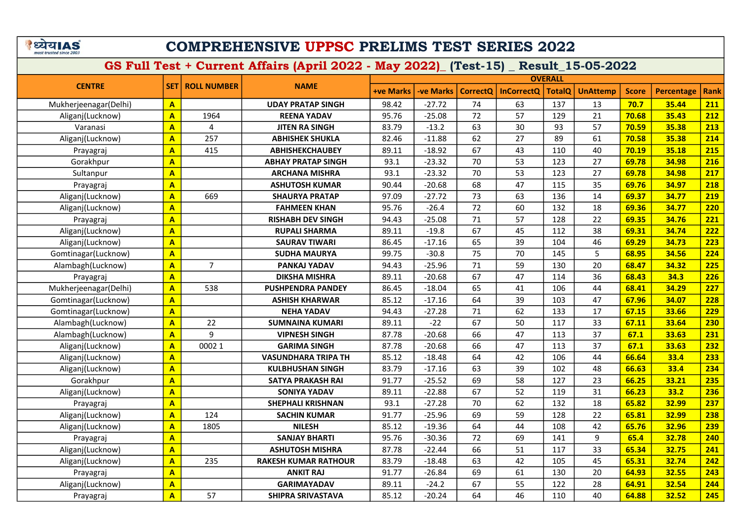# COMPREHENSIVE UPPSC PRELIMS TEST SERIES 2022

## GS Full Test + Current Affairs (April 2022 - May 2022)_ (Test-15) _ Result_15-05-2022

| CENTRE | SET | ROLL NUMBER | NAME | OVERALL | | | | | | | | |
|---|---|---|---|---|---|---|---|---|---|---|---|---|
| | | | | +ve Marks | -ve Marks | CorrectQ | InCorrectQ | TotalQ | UnAttemp | Score | Percentage | Rank |
| Mukherjeenagar(Delhi) | A | | UDAY PRATAP SINGH | 98.42 | -27.72 | 74 | 63 | 137 | 13 | 70.7 | 35.44 | 211 |
| Aliganj(Lucknow) | A | 1964 | REENA YADAV | 95.76 | -25.08 | 72 | 57 | 129 | 21 | 70.68 | 35.43 | 212 |
| Varanasi | A | 4 | JITEN RA SINGH | 83.79 | -13.2 | 63 | 30 | 93 | 57 | 70.59 | 35.38 | 213 |
| Aliganj(Lucknow) | A | 257 | ABHISHEK SHUKLA | 82.46 | -11.88 | 62 | 27 | 89 | 61 | 70.58 | 35.38 | 214 |
| Prayagraj | A | 415 | ABHISHEKCHAUBEY | 89.11 | -18.92 | 67 | 43 | 110 | 40 | 70.19 | 35.18 | 215 |
| Gorakhpur | A | | ABHAY PRATAP SINGH | 93.1 | -23.32 | 70 | 53 | 123 | 27 | 69.78 | 34.98 | 216 |
| Sultanpur | A | | ARCHANA MISHRA | 93.1 | -23.32 | 70 | 53 | 123 | 27 | 69.78 | 34.98 | 217 |
| Prayagraj | A | | ASHUTOSH KUMAR | 90.44 | -20.68 | 68 | 47 | 115 | 35 | 69.76 | 34.97 | 218 |
| Aliganj(Lucknow) | A | 669 | SHAURYA PRATAP | 97.09 | -27.72 | 73 | 63 | 136 | 14 | 69.37 | 34.77 | 219 |
| Aliganj(Lucknow) | A | | FAHMEEN KHAN | 95.76 | -26.4 | 72 | 60 | 132 | 18 | 69.36 | 34.77 | 220 |
| Prayagraj | A | | RISHABH DEV SINGH | 94.43 | -25.08 | 71 | 57 | 128 | 22 | 69.35 | 34.76 | 221 |
| Aliganj(Lucknow) | A | | RUPALI SHARMA | 89.11 | -19.8 | 67 | 45 | 112 | 38 | 69.31 | 34.74 | 222 |
| Aliganj(Lucknow) | A | | SAURAV TIWARI | 86.45 | -17.16 | 65 | 39 | 104 | 46 | 69.29 | 34.73 | 223 |
| Gomtinagar(Lucknow) | A | | SUDHA MAURYA | 99.75 | -30.8 | 75 | 70 | 145 | 5 | 68.95 | 34.56 | 224 |
| Alambagh(Lucknow) | A | 7 | PANKAJ YADAV | 94.43 | -25.96 | 71 | 59 | 130 | 20 | 68.47 | 34.32 | 225 |
| Prayagraj | A | | DIKSHA MISHRA | 89.11 | -20.68 | 67 | 47 | 114 | 36 | 68.43 | 34.3 | 226 |
| Mukherjeenagar(Delhi) | A | 538 | PUSHPENDRA PANDEY | 86.45 | -18.04 | 65 | 41 | 106 | 44 | 68.41 | 34.29 | 227 |
| Gomtinagar(Lucknow) | A | | ASHISH KHARWAR | 85.12 | -17.16 | 64 | 39 | 103 | 47 | 67.96 | 34.07 | 228 |
| Gomtinagar(Lucknow) | A | | NEHA YADAV | 94.43 | -27.28 | 71 | 62 | 133 | 17 | 67.15 | 33.66 | 229 |
| Alambagh(Lucknow) | A | 22 | SUMNAINA KUMARI | 89.11 | -22 | 67 | 50 | 117 | 33 | 67.11 | 33.64 | 230 |
| Alambagh(Lucknow) | A | 9 | VIPNESH SINGH | 87.78 | -20.68 | 66 | 47 | 113 | 37 | 67.1 | 33.63 | 231 |
| Aliganj(Lucknow) | A | 0002 1 | GARIMA SINGH | 87.78 | -20.68 | 66 | 47 | 113 | 37 | 67.1 | 33.63 | 232 |
| Aliganj(Lucknow) | A | | VASUNDHARA TRIPA TH | 85.12 | -18.48 | 64 | 42 | 106 | 44 | 66.64 | 33.4 | 233 |
| Aliganj(Lucknow) | A | | KULBHUSHAN SINGH | 83.79 | -17.16 | 63 | 39 | 102 | 48 | 66.63 | 33.4 | 234 |
| Gorakhpur | A | | SATYA PRAKASH RAI | 91.77 | -25.52 | 69 | 58 | 127 | 23 | 66.25 | 33.21 | 235 |
| Aliganj(Lucknow) | A | | SONIYA YADAV | 89.11 | -22.88 | 67 | 52 | 119 | 31 | 66.23 | 33.2 | 236 |
| Prayagraj | A | | SHEPHALI KRISHNAN | 93.1 | -27.28 | 70 | 62 | 132 | 18 | 65.82 | 32.99 | 237 |
| Aliganj(Lucknow) | A | 124 | SACHIN KUMAR | 91.77 | -25.96 | 69 | 59 | 128 | 22 | 65.81 | 32.99 | 238 |
| Aliganj(Lucknow) | A | 1805 | NILESH | 85.12 | -19.36 | 64 | 44 | 108 | 42 | 65.76 | 32.96 | 239 |
| Prayagraj | A | | SANJAY BHARTI | 95.76 | -30.36 | 72 | 69 | 141 | 9 | 65.4 | 32.78 | 240 |
| Aliganj(Lucknow) | A | | ASHUTOSH MISHRA | 87.78 | -22.44 | 66 | 51 | 117 | 33 | 65.34 | 32.75 | 241 |
| Aliganj(Lucknow) | A | 235 | RAKESH KUMAR RATHOUR | 83.79 | -18.48 | 63 | 42 | 105 | 45 | 65.31 | 32.74 | 242 |
| Prayagraj | A | | ANKIT RAJ | 91.77 | -26.84 | 69 | 61 | 130 | 20 | 64.93 | 32.55 | 243 |
| Aliganj(Lucknow) | A | | GARIMAYADAV | 89.11 | -24.2 | 67 | 55 | 122 | 28 | 64.91 | 32.54 | 244 |
| Prayagraj | A | 57 | SHIPRA SRIVASTAVA | 85.12 | -20.24 | 64 | 46 | 110 | 40 | 64.88 | 32.52 | 245 |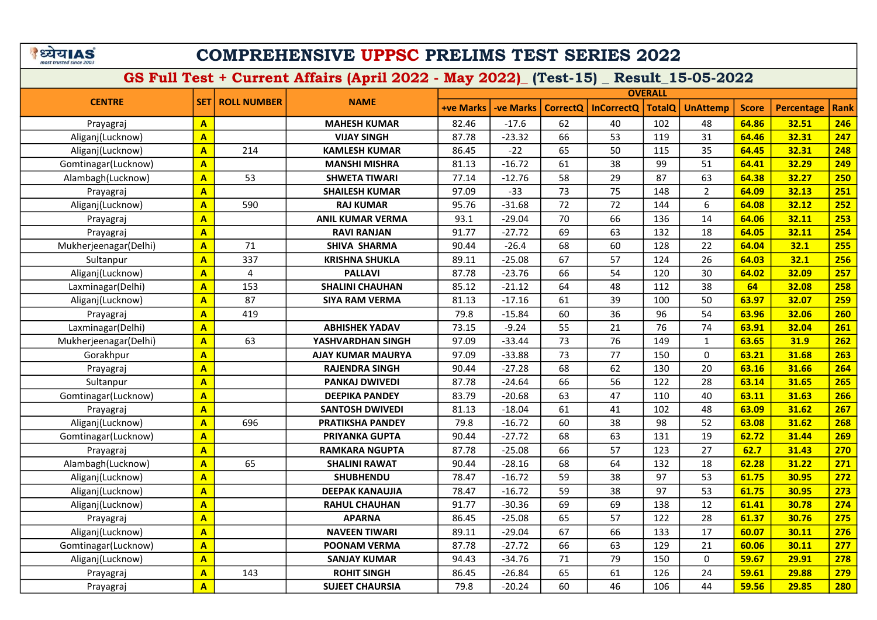# COMPREHENSIVE UPPSC PRELIMS TEST SERIES 2022

## GS Full Test + Current Affairs (April 2022 - May 2022)_ (Test-15) _ Result_15-05-2022

| CENTRE | SET | ROLL NUMBER | NAME | OVERALL | | | | | | | | |
|---|---|---|---|---|---|---|---|---|---|---|---|---|
| | | | | +ve Marks | -ve Marks | CorrectQ | InCorrectQ | TotalQ | UnAttemp | Score | Percentage | Rank |
| Prayagraj | A | | MAHESH KUMAR | 82.46 | -17.6 | 62 | 40 | 102 | 48 | 64.86 | 32.51 | 246 |
| Aliganj(Lucknow) | A | | VIJAY SINGH | 87.78 | -23.32 | 66 | 53 | 119 | 31 | 64.46 | 32.31 | 247 |
| Aliganj(Lucknow) | A | 214 | KAMLESH KUMAR | 86.45 | -22 | 65 | 50 | 115 | 35 | 64.45 | 32.31 | 248 |
| Gomtinagar(Lucknow) | A | | MANSHI MISHRA | 81.13 | -16.72 | 61 | 38 | 99 | 51 | 64.41 | 32.29 | 249 |
| Alambagh(Lucknow) | A | 53 | SHWETA TIWARI | 77.14 | -12.76 | 58 | 29 | 87 | 63 | 64.38 | 32.27 | 250 |
| Prayagraj | A | | SHAILESH KUMAR | 97.09 | -33 | 73 | 75 | 148 | 2 | 64.09 | 32.13 | 251 |
| Aliganj(Lucknow) | A | 590 | RAJ KUMAR | 95.76 | -31.68 | 72 | 72 | 144 | 6 | 64.08 | 32.12 | 252 |
| Prayagraj | A | | ANIL KUMAR VERMA | 93.1 | -29.04 | 70 | 66 | 136 | 14 | 64.06 | 32.11 | 253 |
| Prayagraj | A | | RAVI RANJAN | 91.77 | -27.72 | 69 | 63 | 132 | 18 | 64.05 | 32.11 | 254 |
| Mukherjeenagar(Delhi) | A | 71 | SHIVA SHARMA | 90.44 | -26.4 | 68 | 60 | 128 | 22 | 64.04 | 32.1 | 255 |
| Sultanpur | A | 337 | KRISHNA SHUKLA | 89.11 | -25.08 | 67 | 57 | 124 | 26 | 64.03 | 32.1 | 256 |
| Aliganj(Lucknow) | A | 4 | PALLAVI | 87.78 | -23.76 | 66 | 54 | 120 | 30 | 64.02 | 32.09 | 257 |
| Laxminagar(Delhi) | A | 153 | SHALINI CHAUHAN | 85.12 | -21.12 | 64 | 48 | 112 | 38 | 64 | 32.08 | 258 |
| Aliganj(Lucknow) | A | 87 | SIYA RAM VERMA | 81.13 | -17.16 | 61 | 39 | 100 | 50 | 63.97 | 32.07 | 259 |
| Prayagraj | A | 419 | | 79.8 | -15.84 | 60 | 36 | 96 | 54 | 63.96 | 32.06 | 260 |
| Laxminagar(Delhi) | A | | ABHISHEK YADAV | 73.15 | -9.24 | 55 | 21 | 76 | 74 | 63.91 | 32.04 | 261 |
| Mukherjeenagar(Delhi) | A | 63 | YASHVARDHAN SINGH | 97.09 | -33.44 | 73 | 76 | 149 | 1 | 63.65 | 31.9 | 262 |
| Gorakhpur | A | | AJAY KUMAR MAURYA | 97.09 | -33.88 | 73 | 77 | 150 | 0 | 63.21 | 31.68 | 263 |
| Prayagraj | A | | RAJENDRA SINGH | 90.44 | -27.28 | 68 | 62 | 130 | 20 | 63.16 | 31.66 | 264 |
| Sultanpur | A | | PANKAJ DWIVEDI | 87.78 | -24.64 | 66 | 56 | 122 | 28 | 63.14 | 31.65 | 265 |
| Gomtinagar(Lucknow) | A | | DEEPIKA PANDEY | 83.79 | -20.68 | 63 | 47 | 110 | 40 | 63.11 | 31.63 | 266 |
| Prayagraj | A | | SANTOSH DWIVEDI | 81.13 | -18.04 | 61 | 41 | 102 | 48 | 63.09 | 31.62 | 267 |
| Aliganj(Lucknow) | A | 696 | PRATIKSHA PANDEY | 79.8 | -16.72 | 60 | 38 | 98 | 52 | 63.08 | 31.62 | 268 |
| Gomtinagar(Lucknow) | A | | PRIYANKA GUPTA | 90.44 | -27.72 | 68 | 63 | 131 | 19 | 62.72 | 31.44 | 269 |
| Prayagraj | A | | RAMKARA NGUPTA | 87.78 | -25.08 | 66 | 57 | 123 | 27 | 62.7 | 31.43 | 270 |
| Alambagh(Lucknow) | A | 65 | SHALINI RAWAT | 90.44 | -28.16 | 68 | 64 | 132 | 18 | 62.28 | 31.22 | 271 |
| Aliganj(Lucknow) | A | | SHUBHENDU | 78.47 | -16.72 | 59 | 38 | 97 | 53 | 61.75 | 30.95 | 272 |
| Aliganj(Lucknow) | A | | DEEPAK KANAUJIA | 78.47 | -16.72 | 59 | 38 | 97 | 53 | 61.75 | 30.95 | 273 |
| Aliganj(Lucknow) | A | | RAHUL CHAUHAN | 91.77 | -30.36 | 69 | 69 | 138 | 12 | 61.41 | 30.78 | 274 |
| Prayagraj | A | | APARNA | 86.45 | -25.08 | 65 | 57 | 122 | 28 | 61.37 | 30.76 | 275 |
| Aliganj(Lucknow) | A | | NAVEEN TIWARI | 89.11 | -29.04 | 67 | 66 | 133 | 17 | 60.07 | 30.11 | 276 |
| Gomtinagar(Lucknow) | A | | POONAM VERMA | 87.78 | -27.72 | 66 | 63 | 129 | 21 | 60.06 | 30.11 | 277 |
| Aliganj(Lucknow) | A | | SANJAY KUMAR | 94.43 | -34.76 | 71 | 79 | 150 | 0 | 59.67 | 29.91 | 278 |
| Prayagraj | A | 143 | ROHIT SINGH | 86.45 | -26.84 | 65 | 61 | 126 | 24 | 59.61 | 29.88 | 279 |
| Prayagraj | A | | SUJEET CHAURSIA | 79.8 | -20.24 | 60 | 46 | 106 | 44 | 59.56 | 29.85 | 280 |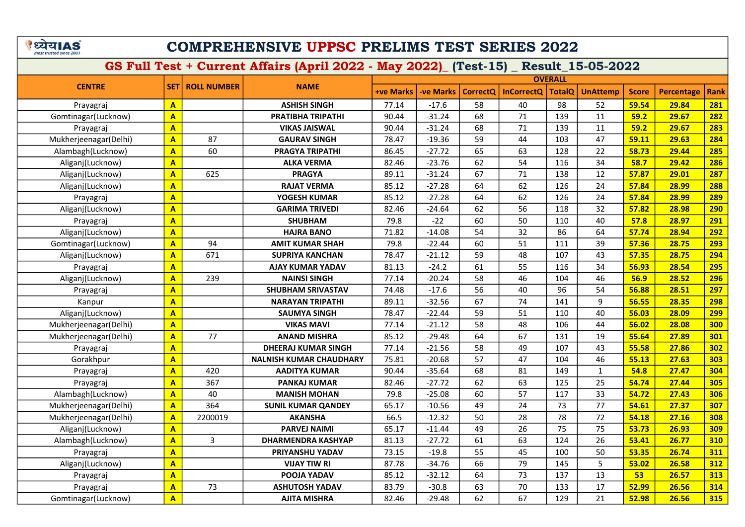# COMPREHENSIVE UPPSC PRELIMS TEST SERIES 2022

## GS Full Test + Current Affairs (April 2022 - May 2022)_ (Test-15) _ Result_15-05-2022

| CENTRE | SET | ROLL NUMBER | NAME | OVERALL | | | | | | | | |
|---|---|---|---|---|---|---|---|---|---|---|---|---|
| | | | | +ve Marks | -ve Marks | CorrectQ | InCorrectQ | TotalQ | UnAttemp | Score | Percentage | Rank |
| Prayagraj | A | | ASHISH SINGH | 77.14 | -17.6 | 58 | 40 | 98 | 52 | 59.54 | 29.84 | 281 |
| Gomtinagar(Lucknow) | A | | PRATIBHA TRIPATHI | 90.44 | -31.24 | 68 | 71 | 139 | 11 | 59.2 | 29.67 | 282 |
| Prayagraj | A | | VIKAS JAISWAL | 90.44 | -31.24 | 68 | 71 | 139 | 11 | 59.2 | 29.67 | 283 |
| Mukherjeenagar(Delhi) | A | 87 | GAURAV SINGH | 78.47 | -19.36 | 59 | 44 | 103 | 47 | 59.11 | 29.63 | 284 |
| Alambagh(Lucknow) | A | 60 | PRAGYA TRIPATHI | 86.45 | -27.72 | 65 | 63 | 128 | 22 | 58.73 | 29.44 | 285 |
| Aliganj(Lucknow) | A | | ALKA VERMA | 82.46 | -23.76 | 62 | 54 | 116 | 34 | 58.7 | 29.42 | 286 |
| Aliganj(Lucknow) | A | 625 | PRAGYA | 89.11 | -31.24 | 67 | 71 | 138 | 12 | 57.87 | 29.01 | 287 |
| Aliganj(Lucknow) | A | | RAJAT VERMA | 85.12 | -27.28 | 64 | 62 | 126 | 24 | 57.84 | 28.99 | 288 |
| Prayagraj | A | | YOGESH KUMAR | 85.12 | -27.28 | 64 | 62 | 126 | 24 | 57.84 | 28.99 | 289 |
| Aliganj(Lucknow) | A | | GARIMA TRIVEDI | 82.46 | -24.64 | 62 | 56 | 118 | 32 | 57.82 | 28.98 | 290 |
| Prayagraj | A | | SHUBHAM | 79.8 | -22 | 60 | 50 | 110 | 40 | 57.8 | 28.97 | 291 |
| Aliganj(Lucknow) | A | | HAJRA BANO | 71.82 | -14.08 | 54 | 32 | 86 | 64 | 57.74 | 28.94 | 292 |
| Gomtinagar(Lucknow) | A | 94 | AMIT KUMAR SHAH | 79.8 | -22.44 | 60 | 51 | 111 | 39 | 57.36 | 28.75 | 293 |
| Aliganj(Lucknow) | A | 671 | SUPRIYA KANCHAN | 78.47 | -21.12 | 59 | 48 | 107 | 43 | 57.35 | 28.75 | 294 |
| Prayagraj | A | | AJAY KUMAR YADAV | 81.13 | -24.2 | 61 | 55 | 116 | 34 | 56.93 | 28.54 | 295 |
| Aliganj(Lucknow) | A | 239 | NAINSI SINGH | 77.14 | -20.24 | 58 | 46 | 104 | 46 | 56.9 | 28.52 | 296 |
| Prayagraj | A | | SHUBHAM SRIVASTAV | 74.48 | -17.6 | 56 | 40 | 96 | 54 | 56.88 | 28.51 | 297 |
| Kanpur | A | | NARAYAN TRIPATHI | 89.11 | -32.56 | 67 | 74 | 141 | 9 | 56.55 | 28.35 | 298 |
| Aliganj(Lucknow) | A | | SAUMYA SINGH | 78.47 | -22.44 | 59 | 51 | 110 | 40 | 56.03 | 28.09 | 299 |
| Mukherjeenagar(Delhi) | A | | VIKAS MAVI | 77.14 | -21.12 | 58 | 48 | 106 | 44 | 56.02 | 28.08 | 300 |
| Mukherjeenagar(Delhi) | A | 77 | ANAND MISHRA | 85.12 | -29.48 | 64 | 67 | 131 | 19 | 55.64 | 27.89 | 301 |
| Prayagraj | A | | DHEERAJ KUMAR SINGH | 77.14 | -21.56 | 58 | 49 | 107 | 43 | 55.58 | 27.86 | 302 |
| Gorakhpur | A | | NALNISH KUMAR CHAUDHARY | 75.81 | -20.68 | 57 | 47 | 104 | 46 | 55.13 | 27.63 | 303 |
| Prayagraj | A | 420 | AADITYA KUMAR | 90.44 | -35.64 | 68 | 81 | 149 | 1 | 54.8 | 27.47 | 304 |
| Prayagraj | A | 367 | PANKAJ KUMAR | 82.46 | -27.72 | 62 | 63 | 125 | 25 | 54.74 | 27.44 | 305 |
| Alambagh(Lucknow) | A | 40 | MANISH MOHAN | 79.8 | -25.08 | 60 | 57 | 117 | 33 | 54.72 | 27.43 | 306 |
| Mukherjeenagar(Delhi) | A | 364 | SUNIL KUMAR QANDEY | 65.17 | -10.56 | 49 | 24 | 73 | 77 | 54.61 | 27.37 | 307 |
| Mukherjeenagar(Delhi) | A | 2200019 | AKANSHA | 66.5 | -12.32 | 50 | 28 | 78 | 72 | 54.18 | 27.16 | 308 |
| Aliganj(Lucknow) | A | | PARVEJ NAIMI | 65.17 | -11.44 | 49 | 26 | 75 | 75 | 53.73 | 26.93 | 309 |
| Alambagh(Lucknow) | A | 3 | DHARMENDRA KASHYAP | 81.13 | -27.72 | 61 | 63 | 124 | 26 | 53.41 | 26.77 | 310 |
| Prayagraj | A | | PRIYANSHU YADAV | 73.15 | -19.8 | 55 | 45 | 100 | 50 | 53.35 | 26.74 | 311 |
| Aliganj(Lucknow) | A | | VIJAY TIW RI | 87.78 | -34.76 | 66 | 79 | 145 | 5 | 53.02 | 26.58 | 312 |
| Prayagraj | A | | POOJA YADAV | 85.12 | -32.12 | 64 | 73 | 137 | 13 | 53 | 26.57 | 313 |
| Prayagraj | A | 73 | ASHUTOSH YADAV | 83.79 | -30.8 | 63 | 70 | 133 | 17 | 52.99 | 26.56 | 314 |
| Gomtinagar(Lucknow) | A | | AJITA MISHRA | 82.46 | -29.48 | 62 | 67 | 129 | 21 | 52.98 | 26.56 | 315 |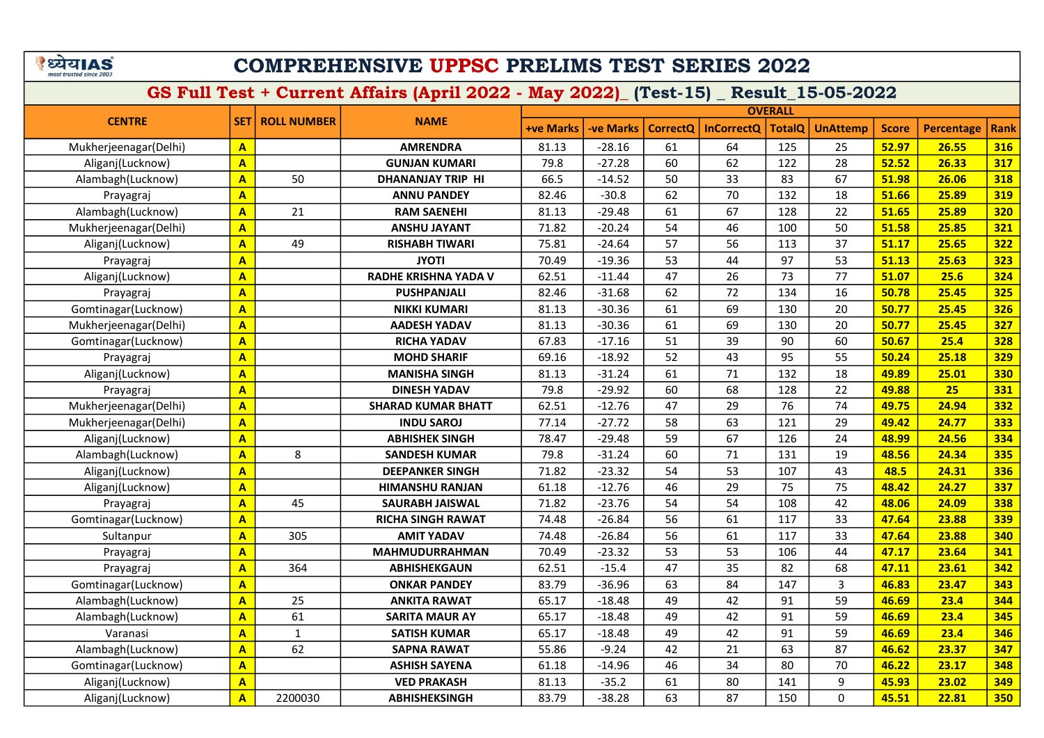# COMPREHENSIVE UPPSC PRELIMS TEST SERIES 2022

## GS Full Test + Current Affairs (April 2022 - May 2022)_ (Test-15) _ Result_15-05-2022

| CENTRE | SET | ROLL NUMBER | NAME | OVERALL | | | | | | | | |
|---|---|---|---|---|---|---|---|---|---|---|---|---|
| | | | | +ve Marks | -ve Marks | CorrectQ | InCorrectQ | TotalQ | UnAttemp | Score | Percentage | Rank |
| Mukherjeenagar(Delhi) | A | | AMRENDRA | 81.13 | -28.16 | 61 | 64 | 125 | 25 | 52.97 | 26.55 | 316 |
| Aliganj(Lucknow) | A | | GUNJAN KUMARI | 79.8 | -27.28 | 60 | 62 | 122 | 28 | 52.52 | 26.33 | 317 |
| Alambagh(Lucknow) | A | 50 | DHANANJAY TRIP HI | 66.5 | -14.52 | 50 | 33 | 83 | 67 | 51.98 | 26.06 | 318 |
| Prayagraj | A | | ANNU PANDEY | 82.46 | -30.8 | 62 | 70 | 132 | 18 | 51.66 | 25.89 | 319 |
| Alambagh(Lucknow) | A | 21 | RAM SAENEHI | 81.13 | -29.48 | 61 | 67 | 128 | 22 | 51.65 | 25.89 | 320 |
| Mukherjeenagar(Delhi) | A | | ANSHU JAYANT | 71.82 | -20.24 | 54 | 46 | 100 | 50 | 51.58 | 25.85 | 321 |
| Aliganj(Lucknow) | A | 49 | RISHABH TIWARI | 75.81 | -24.64 | 57 | 56 | 113 | 37 | 51.17 | 25.65 | 322 |
| Prayagraj | A | | JYOTI | 70.49 | -19.36 | 53 | 44 | 97 | 53 | 51.13 | 25.63 | 323 |
| Aliganj(Lucknow) | A | | RADHE KRISHNA YADA V | 62.51 | -11.44 | 47 | 26 | 73 | 77 | 51.07 | 25.6 | 324 |
| Prayagraj | A | | PUSHPANJALI | 82.46 | -31.68 | 62 | 72 | 134 | 16 | 50.78 | 25.45 | 325 |
| Gomtinagar(Lucknow) | A | | NIKKI KUMARI | 81.13 | -30.36 | 61 | 69 | 130 | 20 | 50.77 | 25.45 | 326 |
| Mukherjeenagar(Delhi) | A | | AADESH YADAV | 81.13 | -30.36 | 61 | 69 | 130 | 20 | 50.77 | 25.45 | 327 |
| Gomtinagar(Lucknow) | A | | RICHA YADAV | 67.83 | -17.16 | 51 | 39 | 90 | 60 | 50.67 | 25.4 | 328 |
| Prayagraj | A | | MOHD SHARIF | 69.16 | -18.92 | 52 | 43 | 95 | 55 | 50.24 | 25.18 | 329 |
| Aliganj(Lucknow) | A | | MANISHA SINGH | 81.13 | -31.24 | 61 | 71 | 132 | 18 | 49.89 | 25.01 | 330 |
| Prayagraj | A | | DINESH YADAV | 79.8 | -29.92 | 60 | 68 | 128 | 22 | 49.88 | 25 | 331 |
| Mukherjeenagar(Delhi) | A | | SHARAD KUMAR BHATT | 62.51 | -12.76 | 47 | 29 | 76 | 74 | 49.75 | 24.94 | 332 |
| Mukherjeenagar(Delhi) | A | | INDU SAROJ | 77.14 | -27.72 | 58 | 63 | 121 | 29 | 49.42 | 24.77 | 333 |
| Aliganj(Lucknow) | A | | ABHISHEK SINGH | 78.47 | -29.48 | 59 | 67 | 126 | 24 | 48.99 | 24.56 | 334 |
| Alambagh(Lucknow) | A | 8 | SANDESH KUMAR | 79.8 | -31.24 | 60 | 71 | 131 | 19 | 48.56 | 24.34 | 335 |
| Aliganj(Lucknow) | A | | DEEPANKER SINGH | 71.82 | -23.32 | 54 | 53 | 107 | 43 | 48.5 | 24.31 | 336 |
| Aliganj(Lucknow) | A | | HIMANSHU RANJAN | 61.18 | -12.76 | 46 | 29 | 75 | 75 | 48.42 | 24.27 | 337 |
| Prayagraj | A | 45 | SAURABH JAISWAL | 71.82 | -23.76 | 54 | 54 | 108 | 42 | 48.06 | 24.09 | 338 |
| Gomtinagar(Lucknow) | A | | RICHA SINGH RAWAT | 74.48 | -26.84 | 56 | 61 | 117 | 33 | 47.64 | 23.88 | 339 |
| Sultanpur | A | 305 | AMIT YADAV | 74.48 | -26.84 | 56 | 61 | 117 | 33 | 47.64 | 23.88 | 340 |
| Prayagraj | A | | MAHMUDURRAHMAN | 70.49 | -23.32 | 53 | 53 | 106 | 44 | 47.17 | 23.64 | 341 |
| Prayagraj | A | 364 | ABHISHEKGAUN | 62.51 | -15.4 | 47 | 35 | 82 | 68 | 47.11 | 23.61 | 342 |
| Gomtinagar(Lucknow) | A | | ONKAR PANDEY | 83.79 | -36.96 | 63 | 84 | 147 | 3 | 46.83 | 23.47 | 343 |
| Alambagh(Lucknow) | A | 25 | ANKITA RAWAT | 65.17 | -18.48 | 49 | 42 | 91 | 59 | 46.69 | 23.4 | 344 |
| Alambagh(Lucknow) | A | 61 | SARITA MAUR AY | 65.17 | -18.48 | 49 | 42 | 91 | 59 | 46.69 | 23.4 | 345 |
| Varanasi | A | 1 | SATISH KUMAR | 65.17 | -18.48 | 49 | 42 | 91 | 59 | 46.69 | 23.4 | 346 |
| Alambagh(Lucknow) | A | 62 | SAPNA RAWAT | 55.86 | -9.24 | 42 | 21 | 63 | 87 | 46.62 | 23.37 | 347 |
| Gomtinagar(Lucknow) | A | | ASHISH SAYENA | 61.18 | -14.96 | 46 | 34 | 80 | 70 | 46.22 | 23.17 | 348 |
| Aliganj(Lucknow) | A | | VED PRAKASH | 81.13 | -35.2 | 61 | 80 | 141 | 9 | 45.93 | 23.02 | 349 |
| Aliganj(Lucknow) | A | 2200030 | ABHISHEKSINGH | 83.79 | -38.28 | 63 | 87 | 150 | 0 | 45.51 | 22.81 | 350 |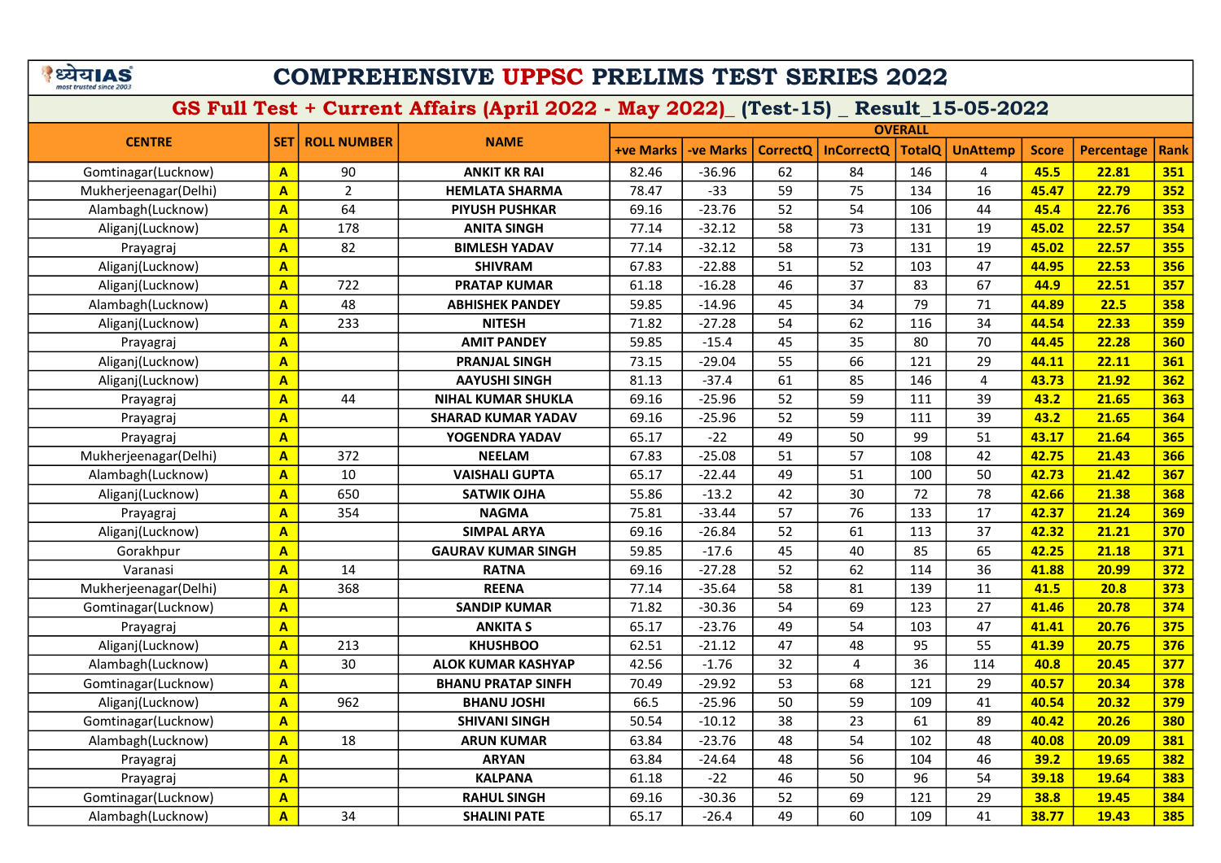# COMPREHENSIVE UPPSC PRELIMS TEST SERIES 2022

## GS Full Test + Current Affairs (April 2022 - May 2022)_ (Test-15) _ Result_15-05-2022

| CENTRE | SET | ROLL NUMBER | NAME | OVERALL | | | | | | | | |
|---|---|---|---|---|---|---|---|---|---|---|---|---|
| | | | | +ve Marks | -ve Marks | CorrectQ | InCorrectQ | TotalQ | UnAttemp | Score | Percentage | Rank |
| Gomtinagar(Lucknow) | A | 90 | ANKIT KR RAI | 82.46 | -36.96 | 62 | 84 | 146 | 4 | 45.5 | 22.81 | 351 |
| Mukherjeenagar(Delhi) | A | 2 | HEMLATA SHARMA | 78.47 | -33 | 59 | 75 | 134 | 16 | 45.47 | 22.79 | 352 |
| Alambagh(Lucknow) | A | 64 | PIYUSH PUSHKAR | 69.16 | -23.76 | 52 | 54 | 106 | 44 | 45.4 | 22.76 | 353 |
| Aliganj(Lucknow) | A | 178 | ANITA SINGH | 77.14 | -32.12 | 58 | 73 | 131 | 19 | 45.02 | 22.57 | 354 |
| Prayagraj | A | 82 | BIMLESH YADAV | 77.14 | -32.12 | 58 | 73 | 131 | 19 | 45.02 | 22.57 | 355 |
| Aliganj(Lucknow) | A | | SHIVRAM | 67.83 | -22.88 | 51 | 52 | 103 | 47 | 44.95 | 22.53 | 356 |
| Aliganj(Lucknow) | A | 722 | PRATAP KUMAR | 61.18 | -16.28 | 46 | 37 | 83 | 67 | 44.9 | 22.51 | 357 |
| Alambagh(Lucknow) | A | 48 | ABHISHEK PANDEY | 59.85 | -14.96 | 45 | 34 | 79 | 71 | 44.89 | 22.5 | 358 |
| Aliganj(Lucknow) | A | 233 | NITESH | 71.82 | -27.28 | 54 | 62 | 116 | 34 | 44.54 | 22.33 | 359 |
| Prayagraj | A | | AMIT PANDEY | 59.85 | -15.4 | 45 | 35 | 80 | 70 | 44.45 | 22.28 | 360 |
| Aliganj(Lucknow) | A | | PRANJAL SINGH | 73.15 | -29.04 | 55 | 66 | 121 | 29 | 44.11 | 22.11 | 361 |
| Aliganj(Lucknow) | A | | AAYUSHI SINGH | 81.13 | -37.4 | 61 | 85 | 146 | 4 | 43.73 | 21.92 | 362 |
| Prayagraj | A | 44 | NIHAL KUMAR SHUKLA | 69.16 | -25.96 | 52 | 59 | 111 | 39 | 43.2 | 21.65 | 363 |
| Prayagraj | A | | SHARAD KUMAR YADAV | 69.16 | -25.96 | 52 | 59 | 111 | 39 | 43.2 | 21.65 | 364 |
| Prayagraj | A | | YOGENDRA YADAV | 65.17 | -22 | 49 | 50 | 99 | 51 | 43.17 | 21.64 | 365 |
| Mukherjeenagar(Delhi) | A | 372 | NEELAM | 67.83 | -25.08 | 51 | 57 | 108 | 42 | 42.75 | 21.43 | 366 |
| Alambagh(Lucknow) | A | 10 | VAISHALI GUPTA | 65.17 | -22.44 | 49 | 51 | 100 | 50 | 42.73 | 21.42 | 367 |
| Aliganj(Lucknow) | A | 650 | SATWIK OJHA | 55.86 | -13.2 | 42 | 30 | 72 | 78 | 42.66 | 21.38 | 368 |
| Prayagraj | A | 354 | NAGMA | 75.81 | -33.44 | 57 | 76 | 133 | 17 | 42.37 | 21.24 | 369 |
| Aliganj(Lucknow) | A | | SIMPAL ARYA | 69.16 | -26.84 | 52 | 61 | 113 | 37 | 42.32 | 21.21 | 370 |
| Gorakhpur | A | | GAURAV KUMAR SINGH | 59.85 | -17.6 | 45 | 40 | 85 | 65 | 42.25 | 21.18 | 371 |
| Varanasi | A | 14 | RATNA | 69.16 | -27.28 | 52 | 62 | 114 | 36 | 41.88 | 20.99 | 372 |
| Mukherjeenagar(Delhi) | A | 368 | REENA | 77.14 | -35.64 | 58 | 81 | 139 | 11 | 41.5 | 20.8 | 373 |
| Gomtinagar(Lucknow) | A | | SANDIP KUMAR | 71.82 | -30.36 | 54 | 69 | 123 | 27 | 41.46 | 20.78 | 374 |
| Prayagraj | A | | ANKITA S | 65.17 | -23.76 | 49 | 54 | 103 | 47 | 41.41 | 20.76 | 375 |
| Aliganj(Lucknow) | A | 213 | KHUSHBOO | 62.51 | -21.12 | 47 | 48 | 95 | 55 | 41.39 | 20.75 | 376 |
| Alambagh(Lucknow) | A | 30 | ALOK KUMAR KASHYAP | 42.56 | -1.76 | 32 | 4 | 36 | 114 | 40.8 | 20.45 | 377 |
| Gomtinagar(Lucknow) | A | | BHANU PRATAP SINFH | 70.49 | -29.92 | 53 | 68 | 121 | 29 | 40.57 | 20.34 | 378 |
| Aliganj(Lucknow) | A | 962 | BHANU JOSHI | 66.5 | -25.96 | 50 | 59 | 109 | 41 | 40.54 | 20.32 | 379 |
| Gomtinagar(Lucknow) | A | | SHIVANI SINGH | 50.54 | -10.12 | 38 | 23 | 61 | 89 | 40.42 | 20.26 | 380 |
| Alambagh(Lucknow) | A | 18 | ARUN KUMAR | 63.84 | -23.76 | 48 | 54 | 102 | 48 | 40.08 | 20.09 | 381 |
| Prayagraj | A | | ARYAN | 63.84 | -24.64 | 48 | 56 | 104 | 46 | 39.2 | 19.65 | 382 |
| Prayagraj | A | | KALPANA | 61.18 | -22 | 46 | 50 | 96 | 54 | 39.18 | 19.64 | 383 |
| Gomtinagar(Lucknow) | A | | RAHUL SINGH | 69.16 | -30.36 | 52 | 69 | 121 | 29 | 38.8 | 19.45 | 384 |
| Alambagh(Lucknow) | A | 34 | SHALINI PATE | 65.17 | -26.4 | 49 | 60 | 109 | 41 | 38.77 | 19.43 | 385 |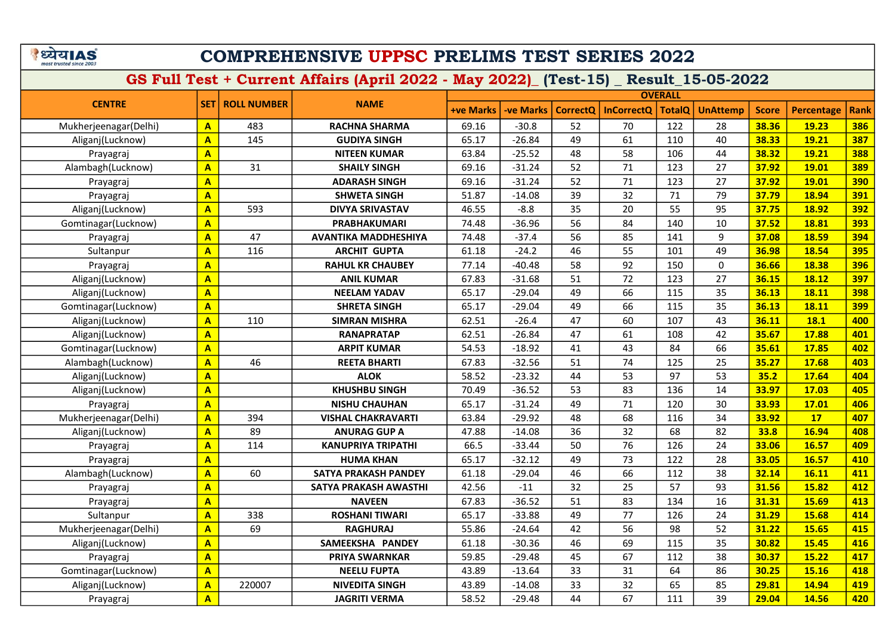# COMPREHENSIVE UPPSC PRELIMS TEST SERIES 2022

## GS Full Test + Current Affairs (April 2022 - May 2022)_ (Test-15) _ Result_15-05-2022

| CENTRE | SET | ROLL NUMBER | NAME | OVERALL | | | | | | | | |
|---|---|---|---|---|---|---|---|---|---|---|---|---|
| | | | | +ve Marks | -ve Marks | CorrectQ | InCorrectQ | TotalQ | UnAttemp | Score | Percentage | Rank |
| Mukherjeenagar(Delhi) | A | 483 | RACHNA SHARMA | 69.16 | -30.8 | 52 | 70 | 122 | 28 | 38.36 | 19.23 | 386 |
| Aliganj(Lucknow) | A | 145 | GUDIYA SINGH | 65.17 | -26.84 | 49 | 61 | 110 | 40 | 38.33 | 19.21 | 387 |
| Prayagraj | A | | NITEEN KUMAR | 63.84 | -25.52 | 48 | 58 | 106 | 44 | 38.32 | 19.21 | 388 |
| Alambagh(Lucknow) | A | 31 | SHAILY SINGH | 69.16 | -31.24 | 52 | 71 | 123 | 27 | 37.92 | 19.01 | 389 |
| Prayagraj | A | | ADARASH SINGH | 69.16 | -31.24 | 52 | 71 | 123 | 27 | 37.92 | 19.01 | 390 |
| Prayagraj | A | | SHWETA SINGH | 51.87 | -14.08 | 39 | 32 | 71 | 79 | 37.79 | 18.94 | 391 |
| Aliganj(Lucknow) | A | 593 | DIVYA SRIVASTAV | 46.55 | -8.8 | 35 | 20 | 55 | 95 | 37.75 | 18.92 | 392 |
| Gomtinagar(Lucknow) | A | | PRABHAKUMARI | 74.48 | -36.96 | 56 | 84 | 140 | 10 | 37.52 | 18.81 | 393 |
| Prayagraj | A | 47 | AVANTIKA MADDHESHIYA | 74.48 | -37.4 | 56 | 85 | 141 | 9 | 37.08 | 18.59 | 394 |
| Sultanpur | A | 116 | ARCHIT GUPTA | 61.18 | -24.2 | 46 | 55 | 101 | 49 | 36.98 | 18.54 | 395 |
| Prayagraj | A | | RAHUL KR CHAUBEY | 77.14 | -40.48 | 58 | 92 | 150 | 0 | 36.66 | 18.38 | 396 |
| Aliganj(Lucknow) | A | | ANIL KUMAR | 67.83 | -31.68 | 51 | 72 | 123 | 27 | 36.15 | 18.12 | 397 |
| Aliganj(Lucknow) | A | | NEELAM YADAV | 65.17 | -29.04 | 49 | 66 | 115 | 35 | 36.13 | 18.11 | 398 |
| Gomtinagar(Lucknow) | A | | SHRETA SINGH | 65.17 | -29.04 | 49 | 66 | 115 | 35 | 36.13 | 18.11 | 399 |
| Aliganj(Lucknow) | A | 110 | SIMRAN MISHRA | 62.51 | -26.4 | 47 | 60 | 107 | 43 | 36.11 | 18.1 | 400 |
| Aliganj(Lucknow) | A | | RANAPRATAP | 62.51 | -26.84 | 47 | 61 | 108 | 42 | 35.67 | 17.88 | 401 |
| Gomtinagar(Lucknow) | A | | ARPIT KUMAR | 54.53 | -18.92 | 41 | 43 | 84 | 66 | 35.61 | 17.85 | 402 |
| Alambagh(Lucknow) | A | 46 | REETA BHARTI | 67.83 | -32.56 | 51 | 74 | 125 | 25 | 35.27 | 17.68 | 403 |
| Aliganj(Lucknow) | A | | ALOK | 58.52 | -23.32 | 44 | 53 | 97 | 53 | 35.2 | 17.64 | 404 |
| Aliganj(Lucknow) | A | | KHUSHBU SINGH | 70.49 | -36.52 | 53 | 83 | 136 | 14 | 33.97 | 17.03 | 405 |
| Prayagraj | A | | NISHU CHAUHAN | 65.17 | -31.24 | 49 | 71 | 120 | 30 | 33.93 | 17.01 | 406 |
| Mukherjeenagar(Delhi) | A | 394 | VISHAL CHAKRAVARTI | 63.84 | -29.92 | 48 | 68 | 116 | 34 | 33.92 | 17 | 407 |
| Aliganj(Lucknow) | A | 89 | ANURAG GUP A | 47.88 | -14.08 | 36 | 32 | 68 | 82 | 33.8 | 16.94 | 408 |
| Prayagraj | A | 114 | KANUPRIYA TRIPATHI | 66.5 | -33.44 | 50 | 76 | 126 | 24 | 33.06 | 16.57 | 409 |
| Prayagraj | A | | HUMA KHAN | 65.17 | -32.12 | 49 | 73 | 122 | 28 | 33.05 | 16.57 | 410 |
| Alambagh(Lucknow) | A | 60 | SATYA PRAKASH PANDEY | 61.18 | -29.04 | 46 | 66 | 112 | 38 | 32.14 | 16.11 | 411 |
| Prayagraj | A | | SATYA PRAKASH AWASTHI | 42.56 | -11 | 32 | 25 | 57 | 93 | 31.56 | 15.82 | 412 |
| Prayagraj | A | | NAVEEN | 67.83 | -36.52 | 51 | 83 | 134 | 16 | 31.31 | 15.69 | 413 |
| Sultanpur | A | 338 | ROSHANI TIWARI | 65.17 | -33.88 | 49 | 77 | 126 | 24 | 31.29 | 15.68 | 414 |
| Mukherjeenagar(Delhi) | A | 69 | RAGHURAJ | 55.86 | -24.64 | 42 | 56 | 98 | 52 | 31.22 | 15.65 | 415 |
| Aliganj(Lucknow) | A | | SAMEEKSHA PANDEY | 61.18 | -30.36 | 46 | 69 | 115 | 35 | 30.82 | 15.45 | 416 |
| Prayagraj | A | | PRIYA SWARNKAR | 59.85 | -29.48 | 45 | 67 | 112 | 38 | 30.37 | 15.22 | 417 |
| Gomtinagar(Lucknow) | A | | NEELU FUPTA | 43.89 | -13.64 | 33 | 31 | 64 | 86 | 30.25 | 15.16 | 418 |
| Aliganj(Lucknow) | A | 220007 | NIVEDITA SINGH | 43.89 | -14.08 | 33 | 32 | 65 | 85 | 29.81 | 14.94 | 419 |
| Prayagraj | A | | JAGRITI VERMA | 58.52 | -29.48 | 44 | 67 | 111 | 39 | 29.04 | 14.56 | 420 |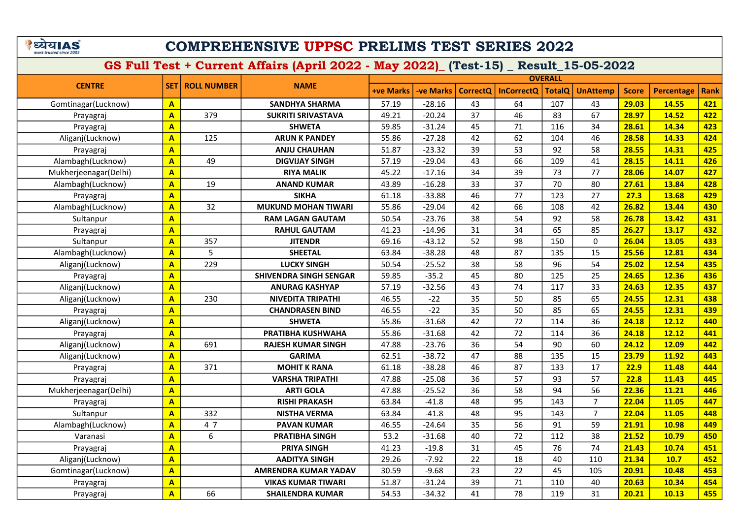# COMPREHENSIVE UPPSC PRELIMS TEST SERIES 2022

## GS Full Test + Current Affairs (April 2022 - May 2022)_ (Test-15) _ Result_15-05-2022

| CENTRE | SET | ROLL NUMBER | NAME | OVERALL | | | | | | | | |
|---|---|---|---|---|---|---|---|---|---|---|---|---|
| | | | | +ve Marks | -ve Marks | CorrectQ | InCorrectQ | TotalQ | UnAttemp | Score | Percentage | Rank |
| Gomtinagar(Lucknow) | A | | SANDHYA SHARMA | 57.19 | -28.16 | 43 | 64 | 107 | 43 | 29.03 | 14.55 | 421 |
| Prayagraj | A | 379 | SUKRITI SRIVASTAVA | 49.21 | -20.24 | 37 | 46 | 83 | 67 | 28.97 | 14.52 | 422 |
| Prayagraj | A | | SHWETA | 59.85 | -31.24 | 45 | 71 | 116 | 34 | 28.61 | 14.34 | 423 |
| Aliganj(Lucknow) | A | 125 | ARUN K PANDEY | 55.86 | -27.28 | 42 | 62 | 104 | 46 | 28.58 | 14.33 | 424 |
| Prayagraj | A | | ANJU CHAUHAN | 51.87 | -23.32 | 39 | 53 | 92 | 58 | 28.55 | 14.31 | 425 |
| Alambagh(Lucknow) | A | 49 | DIGVIJAY SINGH | 57.19 | -29.04 | 43 | 66 | 109 | 41 | 28.15 | 14.11 | 426 |
| Mukherjeenagar(Delhi) | A | | RIYA MALIK | 45.22 | -17.16 | 34 | 39 | 73 | 77 | 28.06 | 14.07 | 427 |
| Alambagh(Lucknow) | A | 19 | ANAND KUMAR | 43.89 | -16.28 | 33 | 37 | 70 | 80 | 27.61 | 13.84 | 428 |
| Prayagraj | A | | SIKHA | 61.18 | -33.88 | 46 | 77 | 123 | 27 | 27.3 | 13.68 | 429 |
| Alambagh(Lucknow) | A | 32 | MUKUND MOHAN TIWARI | 55.86 | -29.04 | 42 | 66 | 108 | 42 | 26.82 | 13.44 | 430 |
| Sultanpur | A | | RAM LAGAN GAUTAM | 50.54 | -23.76 | 38 | 54 | 92 | 58 | 26.78 | 13.42 | 431 |
| Prayagraj | A | | RAHUL GAUTAM | 41.23 | -14.96 | 31 | 34 | 65 | 85 | 26.27 | 13.17 | 432 |
| Sultanpur | A | 357 | JITENDR | 69.16 | -43.12 | 52 | 98 | 150 | 0 | 26.04 | 13.05 | 433 |
| Alambagh(Lucknow) | A | 5 | SHEETAL | 63.84 | -38.28 | 48 | 87 | 135 | 15 | 25.56 | 12.81 | 434 |
| Aliganj(Lucknow) | A | 229 | LUCKY SINGH | 50.54 | -25.52 | 38 | 58 | 96 | 54 | 25.02 | 12.54 | 435 |
| Prayagraj | A | | SHIVENDRA SINGH SENGAR | 59.85 | -35.2 | 45 | 80 | 125 | 25 | 24.65 | 12.36 | 436 |
| Aliganj(Lucknow) | A | | ANURAG KASHYAP | 57.19 | -32.56 | 43 | 74 | 117 | 33 | 24.63 | 12.35 | 437 |
| Aliganj(Lucknow) | A | 230 | NIVEDITA TRIPATHI | 46.55 | -22 | 35 | 50 | 85 | 65 | 24.55 | 12.31 | 438 |
| Prayagraj | A | | CHANDRASEN BIND | 46.55 | -22 | 35 | 50 | 85 | 65 | 24.55 | 12.31 | 439 |
| Aliganj(Lucknow) | A | | SHWETA | 55.86 | -31.68 | 42 | 72 | 114 | 36 | 24.18 | 12.12 | 440 |
| Prayagraj | A | | PRATIBHA KUSHWAHA | 55.86 | -31.68 | 42 | 72 | 114 | 36 | 24.18 | 12.12 | 441 |
| Aliganj(Lucknow) | A | 691 | RAJESH KUMAR SINGH | 47.88 | -23.76 | 36 | 54 | 90 | 60 | 24.12 | 12.09 | 442 |
| Aliganj(Lucknow) | A | | GARIMA | 62.51 | -38.72 | 47 | 88 | 135 | 15 | 23.79 | 11.92 | 443 |
| Prayagraj | A | 371 | MOHIT K RANA | 61.18 | -38.28 | 46 | 87 | 133 | 17 | 22.9 | 11.48 | 444 |
| Prayagraj | A | | VARSHA TRIPATHI | 47.88 | -25.08 | 36 | 57 | 93 | 57 | 22.8 | 11.43 | 445 |
| Mukherjeenagar(Delhi) | A | | ARTI GOLA | 47.88 | -25.52 | 36 | 58 | 94 | 56 | 22.36 | 11.21 | 446 |
| Prayagraj | A | | RISHI PRAKASH | 63.84 | -41.8 | 48 | 95 | 143 | 7 | 22.04 | 11.05 | 447 |
| Sultanpur | A | 332 | NISTHA VERMA | 63.84 | -41.8 | 48 | 95 | 143 | 7 | 22.04 | 11.05 | 448 |
| Alambagh(Lucknow) | A | 4 7 | PAVAN KUMAR | 46.55 | -24.64 | 35 | 56 | 91 | 59 | 21.91 | 10.98 | 449 |
| Varanasi | A | 6 | PRATIBHA SINGH | 53.2 | -31.68 | 40 | 72 | 112 | 38 | 21.52 | 10.79 | 450 |
| Prayagraj | A | | PRIYA SINGH | 41.23 | -19.8 | 31 | 45 | 76 | 74 | 21.43 | 10.74 | 451 |
| Aliganj(Lucknow) | A | | AADITYA SINGH | 29.26 | -7.92 | 22 | 18 | 40 | 110 | 21.34 | 10.7 | 452 |
| Gomtinagar(Lucknow) | A | | AMRENDRA KUMAR YADAV | 30.59 | -9.68 | 23 | 22 | 45 | 105 | 20.91 | 10.48 | 453 |
| Prayagraj | A | | VIKAS KUMAR TIWARI | 51.87 | -31.24 | 39 | 71 | 110 | 40 | 20.63 | 10.34 | 454 |
| Prayagraj | A | 66 | SHAILENDRA KUMAR | 54.53 | -34.32 | 41 | 78 | 119 | 31 | 20.21 | 10.13 | 455 |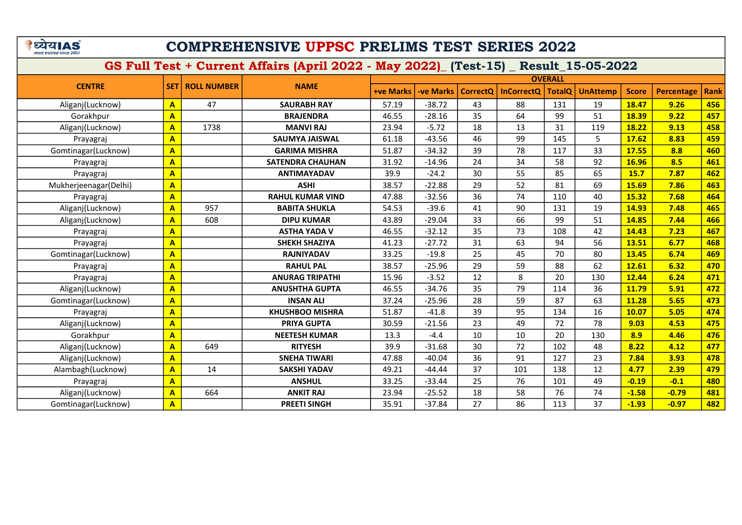# COMPREHENSIVE UPPSC PRELIMS TEST SERIES 2022

## GS Full Test + Current Affairs (April 2022 - May 2022)_ (Test-15) _ Result_15-05-2022

| CENTRE | SET | ROLL NUMBER | NAME | OVERALL | | | | | | | | |
|---|---|---|---|---|---|---|---|---|---|---|---|---|
| | | | | +ve Marks | -ve Marks | CorrectQ | InCorrectQ | TotalQ | UnAttemp | Score | Percentage | Rank |
| Aliganj(Lucknow) | A | 47 | SAURABH RAY | 57.19 | -38.72 | 43 | 88 | 131 | 19 | 18.47 | 9.26 | 456 |
| Gorakhpur | A | | BRAJENDRA | 46.55 | -28.16 | 35 | 64 | 99 | 51 | 18.39 | 9.22 | 457 |
| Aliganj(Lucknow) | A | 1738 | MANVI RAJ | 23.94 | -5.72 | 18 | 13 | 31 | 119 | 18.22 | 9.13 | 458 |
| Prayagraj | A | | SAUMYA JAISWAL | 61.18 | -43.56 | 46 | 99 | 145 | 5 | 17.62 | 8.83 | 459 |
| Gomtinagar(Lucknow) | A | | GARIMA MISHRA | 51.87 | -34.32 | 39 | 78 | 117 | 33 | 17.55 | 8.8 | 460 |
| Prayagraj | A | | SATENDRA CHAUHAN | 31.92 | -14.96 | 24 | 34 | 58 | 92 | 16.96 | 8.5 | 461 |
| Prayagraj | A | | ANTIMAYADAV | 39.9 | -24.2 | 30 | 55 | 85 | 65 | 15.7 | 7.87 | 462 |
| Mukherjeenagar(Delhi) | A | | ASHI | 38.57 | -22.88 | 29 | 52 | 81 | 69 | 15.69 | 7.86 | 463 |
| Prayagraj | A | | RAHUL KUMAR VIND | 47.88 | -32.56 | 36 | 74 | 110 | 40 | 15.32 | 7.68 | 464 |
| Aliganj(Lucknow) | A | 957 | BABITA SHUKLA | 54.53 | -39.6 | 41 | 90 | 131 | 19 | 14.93 | 7.48 | 465 |
| Aliganj(Lucknow) | A | 608 | DIPU KUMAR | 43.89 | -29.04 | 33 | 66 | 99 | 51 | 14.85 | 7.44 | 466 |
| Prayagraj | A | | ASTHA YADA V | 46.55 | -32.12 | 35 | 73 | 108 | 42 | 14.43 | 7.23 | 467 |
| Prayagraj | A | | SHEKH SHAZIYA | 41.23 | -27.72 | 31 | 63 | 94 | 56 | 13.51 | 6.77 | 468 |
| Gomtinagar(Lucknow) | A | | RAJNIYADAV | 33.25 | -19.8 | 25 | 45 | 70 | 80 | 13.45 | 6.74 | 469 |
| Prayagraj | A | | RAHUL PAL | 38.57 | -25.96 | 29 | 59 | 88 | 62 | 12.61 | 6.32 | 470 |
| Prayagraj | A | | ANURAG TRIPATHI | 15.96 | -3.52 | 12 | 8 | 20 | 130 | 12.44 | 6.24 | 471 |
| Aliganj(Lucknow) | A | | ANUSHTHA GUPTA | 46.55 | -34.76 | 35 | 79 | 114 | 36 | 11.79 | 5.91 | 472 |
| Gomtinagar(Lucknow) | A | | INSAN ALI | 37.24 | -25.96 | 28 | 59 | 87 | 63 | 11.28 | 5.65 | 473 |
| Prayagraj | A | | KHUSHBOO MISHRA | 51.87 | -41.8 | 39 | 95 | 134 | 16 | 10.07 | 5.05 | 474 |
| Aliganj(Lucknow) | A | | PRIYA GUPTA | 30.59 | -21.56 | 23 | 49 | 72 | 78 | 9.03 | 4.53 | 475 |
| Gorakhpur | A | | NEETESH KUMAR | 13.3 | -4.4 | 10 | 10 | 20 | 130 | 8.9 | 4.46 | 476 |
| Aliganj(Lucknow) | A | 649 | RITYESH | 39.9 | -31.68 | 30 | 72 | 102 | 48 | 8.22 | 4.12 | 477 |
| Aliganj(Lucknow) | A | | SNEHA TIWARI | 47.88 | -40.04 | 36 | 91 | 127 | 23 | 7.84 | 3.93 | 478 |
| Alambagh(Lucknow) | A | 14 | SAKSHI YADAV | 49.21 | -44.44 | 37 | 101 | 138 | 12 | 4.77 | 2.39 | 479 |
| Prayagraj | A | | ANSHUL | 33.25 | -33.44 | 25 | 76 | 101 | 49 | -0.19 | -0.1 | 480 |
| Aliganj(Lucknow) | A | 664 | ANKIT RAJ | 23.94 | -25.52 | 18 | 58 | 76 | 74 | -1.58 | -0.79 | 481 |
| Gomtinagar(Lucknow) | A | | PREETI SINGH | 35.91 | -37.84 | 27 | 86 | 113 | 37 | -1.93 | -0.97 | 482 |